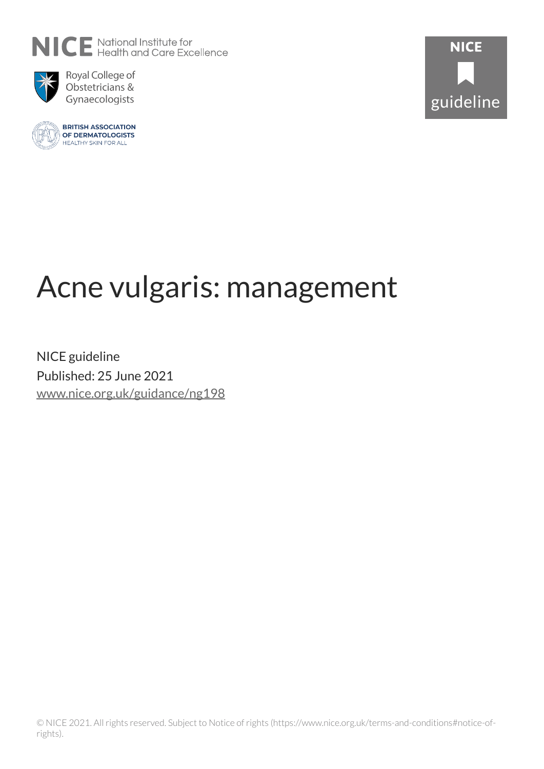NICE National Institute for Health and Care Excellence

Royal College of Obstetricians & Gynaecologists

BRITISH ASSOCIATION OF DERMATOLOGISTS
HEALTHY SKIN FOR ALL

NICE guideline

# Acne vulgaris: management

NICE guideline
Published: 25 June 2021
www.nice.org.uk/guidance/ng198

© NICE 2021. All rights reserved. Subject to Notice of rights (https://www.nice.org.uk/terms-and-conditions#notice-of-rights).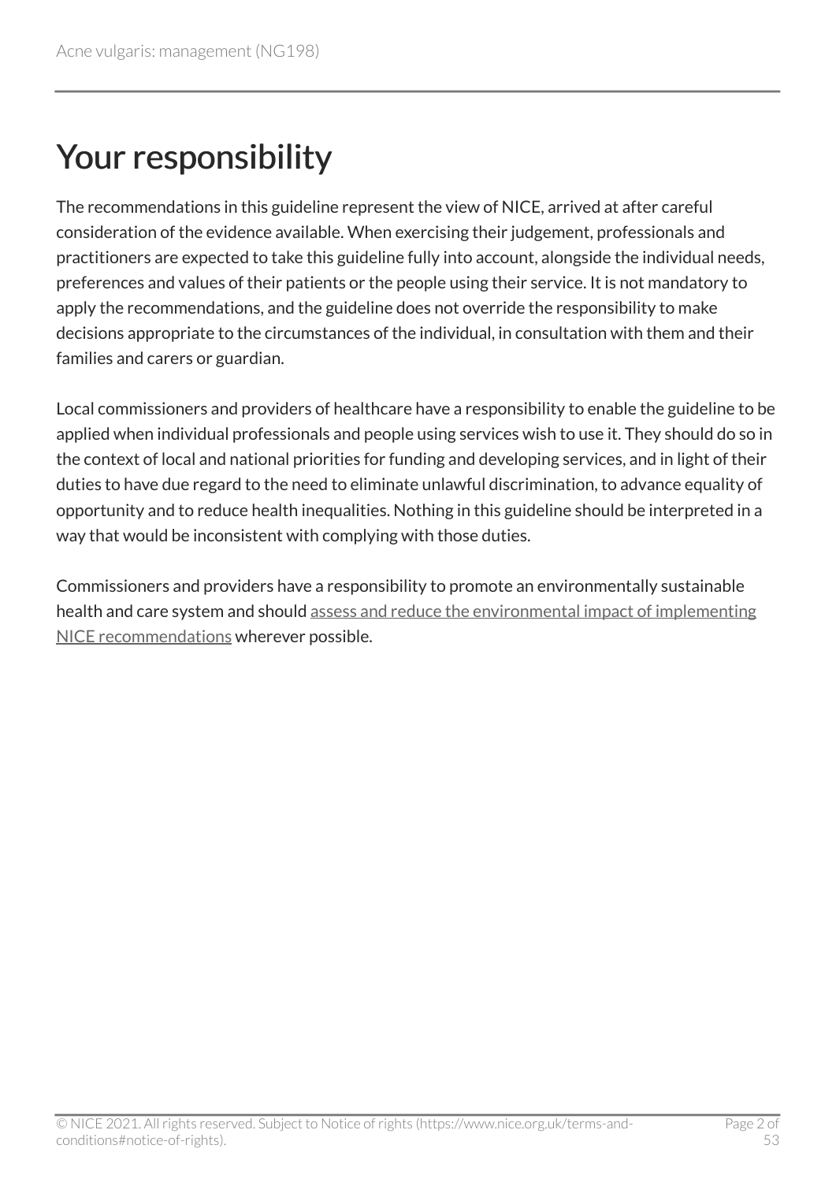# Your responsibility

The recommendations in this guideline represent the view of NICE, arrived at after careful consideration of the evidence available. When exercising their judgement, professionals and practitioners are expected to take this guideline fully into account, alongside the individual needs, preferences and values of their patients or the people using their service. It is not mandatory to apply the recommendations, and the guideline does not override the responsibility to make decisions appropriate to the circumstances of the individual, in consultation with them and their families and carers or guardian.

Local commissioners and providers of healthcare have a responsibility to enable the guideline to be applied when individual professionals and people using services wish to use it. They should do so in the context of local and national priorities for funding and developing services, and in light of their duties to have due regard to the need to eliminate unlawful discrimination, to advance equality of opportunity and to reduce health inequalities. Nothing in this guideline should be interpreted in a way that would be inconsistent with complying with those duties.

Commissioners and providers have a responsibility to promote an environmentally sustainable health and care system and should assess and reduce the environmental impact of implementing NICE recommendations wherever possible.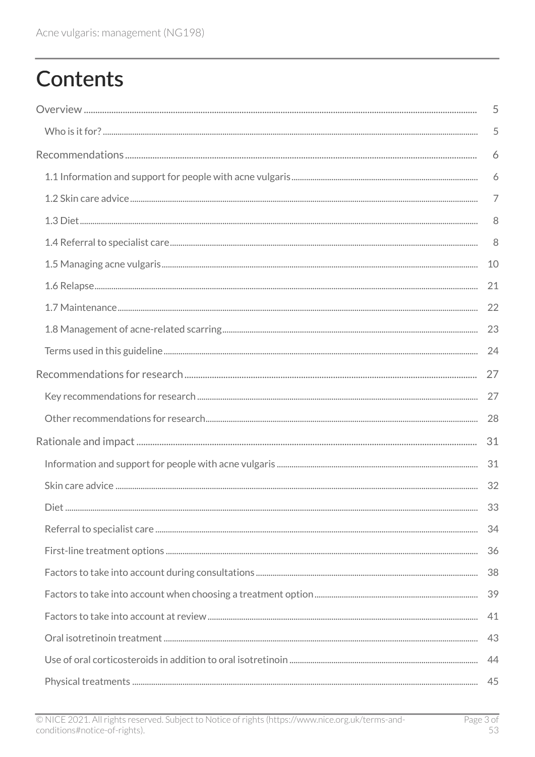# Contents

| | |
|---|---|
| Overview | 5 |
| Who is it for? | 5 |
| Recommendations | 6 |
| 1.1 Information and support for people with acne vulgaris | 6 |
| 1.2 Skin care advice | 7 |
| 1.3 Diet | 8 |
| 1.4 Referral to specialist care | 8 |
| 1.5 Managing acne vulgaris | 10 |
| 1.6 Relapse | 21 |
| 1.7 Maintenance | 22 |
| 1.8 Management of acne-related scarring | 23 |
| Terms used in this guideline | 24 |
| Recommendations for research | 27 |
| Key recommendations for research | 27 |
| Other recommendations for research | 28 |
| Rationale and impact | 31 |
| Information and support for people with acne vulgaris | 31 |
| Skin care advice | 32 |
| Diet | 33 |
| Referral to specialist care | 34 |
| First-line treatment options | 36 |
| Factors to take into account during consultations | 38 |
| Factors to take into account when choosing a treatment option | 39 |
| Factors to take into account at review | 41 |
| Oral isotretinoin treatment | 43 |
| Use of oral corticosteroids in addition to oral isotretinoin | 44 |
| Physical treatments | 45 |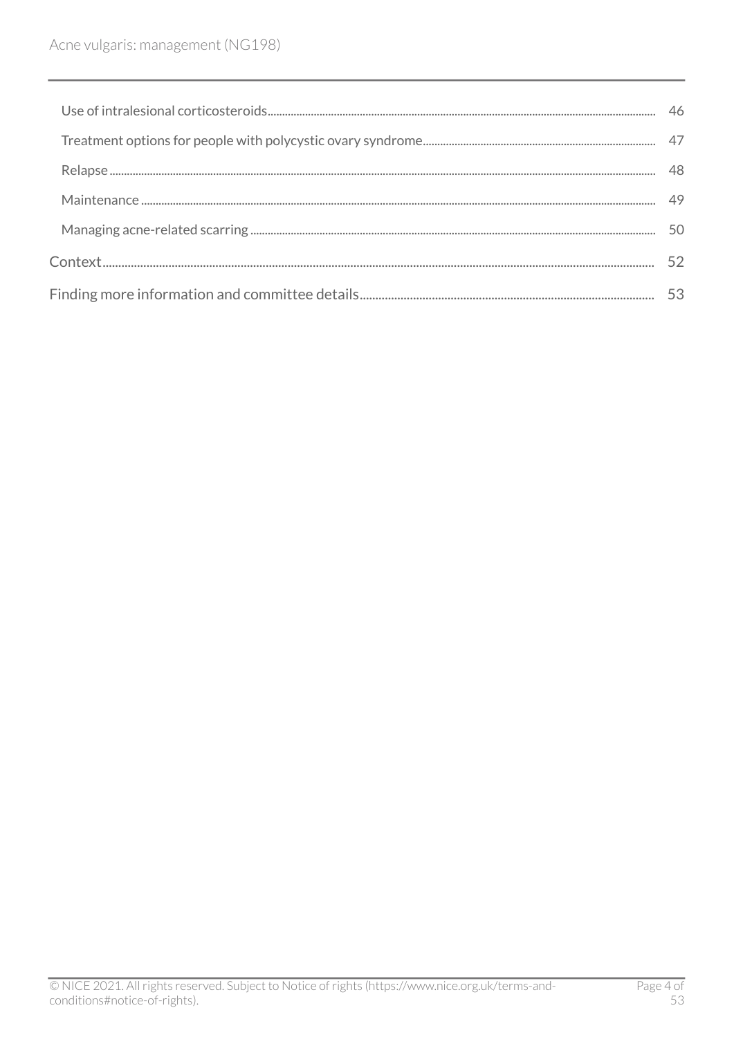Use of intralesional corticosteroids .......... 46

Treatment options for people with polycystic ovary syndrome .......... 47

Relapse .......... 48

Maintenance .......... 49

Managing acne-related scarring .......... 50

Context .......... 52

Finding more information and committee details .......... 53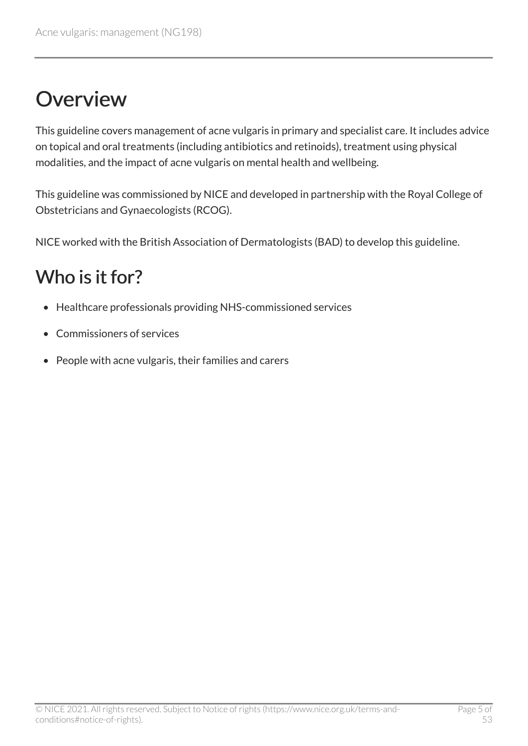# Overview

This guideline covers management of acne vulgaris in primary and specialist care. It includes advice on topical and oral treatments (including antibiotics and retinoids), treatment using physical modalities, and the impact of acne vulgaris on mental health and wellbeing.

This guideline was commissioned by NICE and developed in partnership with the Royal College of Obstetricians and Gynaecologists (RCOG).

NICE worked with the British Association of Dermatologists (BAD) to develop this guideline.

## Who is it for?

- Healthcare professionals providing NHS-commissioned services
- Commissioners of services
- People with acne vulgaris, their families and carers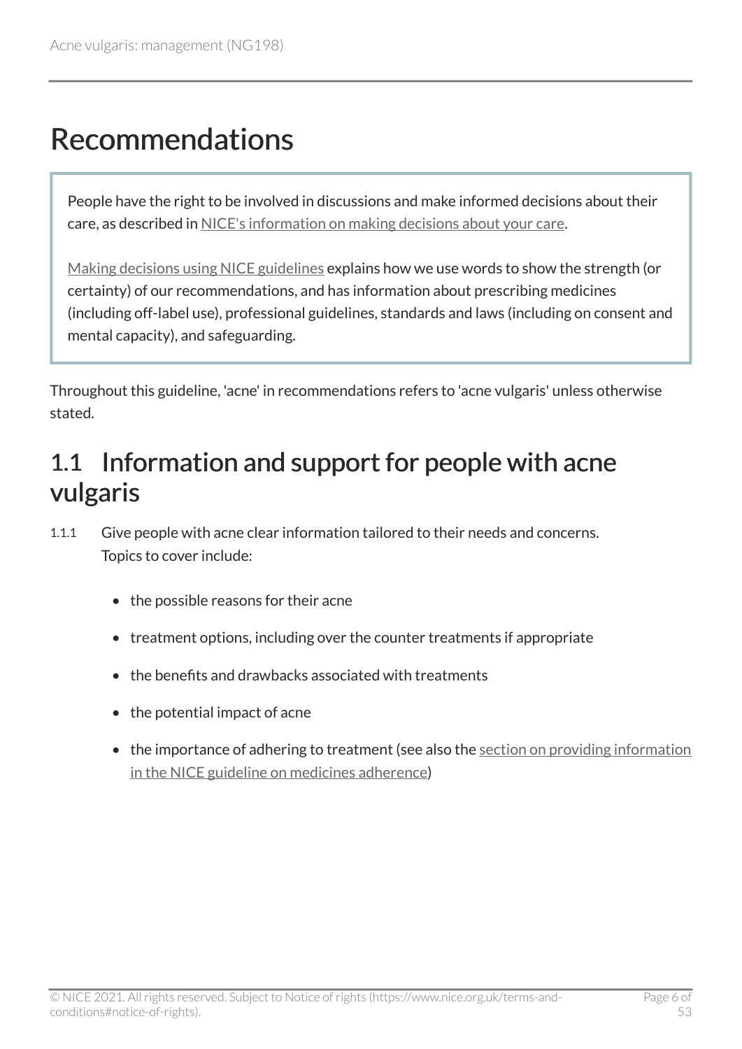# Recommendations

> People have the right to be involved in discussions and make informed decisions about their care, as described in NICE's information on making decisions about your care.
>
> Making decisions using NICE guidelines explains how we use words to show the strength (or certainty) of our recommendations, and has information about prescribing medicines (including off-label use), professional guidelines, standards and laws (including on consent and mental capacity), and safeguarding.

Throughout this guideline, 'acne' in recommendations refers to 'acne vulgaris' unless otherwise stated.

## 1.1 Information and support for people with acne vulgaris

1.1.1 Give people with acne clear information tailored to their needs and concerns. Topics to cover include:

- the possible reasons for their acne
- treatment options, including over the counter treatments if appropriate
- the benefits and drawbacks associated with treatments
- the potential impact of acne
- the importance of adhering to treatment (see also the section on providing information in the NICE guideline on medicines adherence)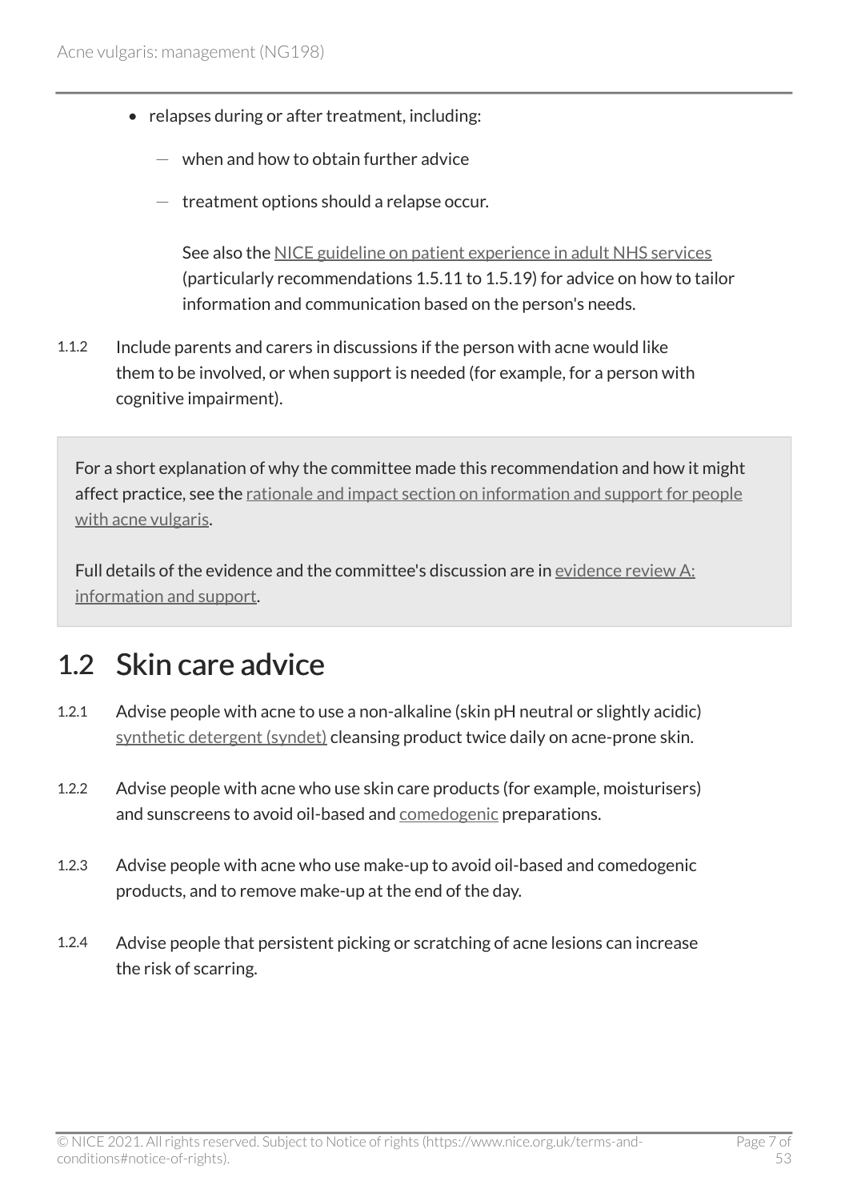- relapses during or after treatment, including:
  - when and how to obtain further advice
  - treatment options should a relapse occur.

    See also the NICE guideline on patient experience in adult NHS services (particularly recommendations 1.5.11 to 1.5.19) for advice on how to tailor information and communication based on the person's needs.

1.1.2 Include parents and carers in discussions if the person with acne would like them to be involved, or when support is needed (for example, for a person with cognitive impairment).

> For a short explanation of why the committee made this recommendation and how it might affect practice, see the rationale and impact section on information and support for people with acne vulgaris.
>
> Full details of the evidence and the committee's discussion are in evidence review A: information and support.

## 1.2 Skin care advice

1.2.1 Advise people with acne to use a non-alkaline (skin pH neutral or slightly acidic) synthetic detergent (syndet) cleansing product twice daily on acne-prone skin.

1.2.2 Advise people with acne who use skin care products (for example, moisturisers) and sunscreens to avoid oil-based and comedogenic preparations.

1.2.3 Advise people with acne who use make-up to avoid oil-based and comedogenic products, and to remove make-up at the end of the day.

1.2.4 Advise people that persistent picking or scratching of acne lesions can increase the risk of scarring.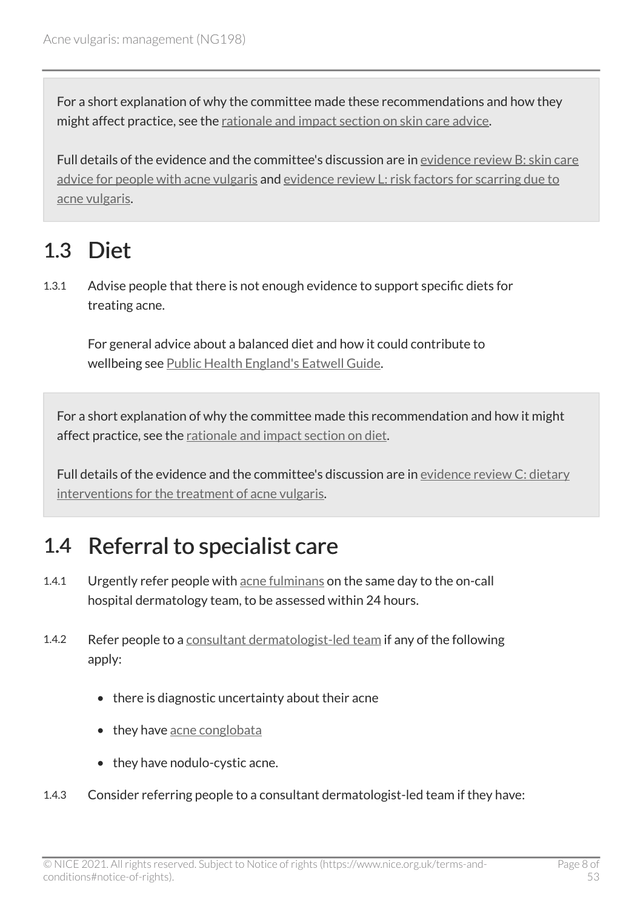For a short explanation of why the committee made these recommendations and how they might affect practice, see the rationale and impact section on skin care advice.

Full details of the evidence and the committee's discussion are in evidence review B: skin care advice for people with acne vulgaris and evidence review L: risk factors for scarring due to acne vulgaris.

## 1.3 Diet

1.3.1 Advise people that there is not enough evidence to support specific diets for treating acne.

For general advice about a balanced diet and how it could contribute to wellbeing see Public Health England's Eatwell Guide.

For a short explanation of why the committee made this recommendation and how it might affect practice, see the rationale and impact section on diet.

Full details of the evidence and the committee's discussion are in evidence review C: dietary interventions for the treatment of acne vulgaris.

## 1.4 Referral to specialist care

1.4.1 Urgently refer people with acne fulminans on the same day to the on-call hospital dermatology team, to be assessed within 24 hours.

1.4.2 Refer people to a consultant dermatologist-led team if any of the following apply:

- there is diagnostic uncertainty about their acne
- they have acne conglobata
- they have nodulo-cystic acne.

1.4.3 Consider referring people to a consultant dermatologist-led team if they have: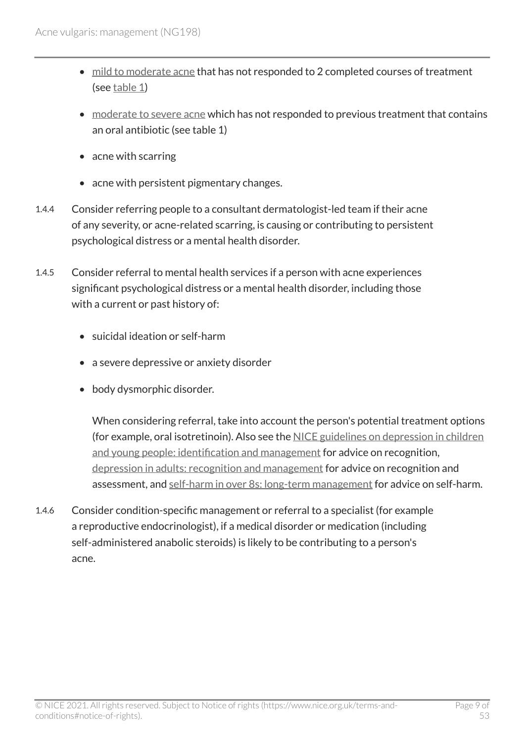- mild to moderate acne that has not responded to 2 completed courses of treatment (see table 1)
- moderate to severe acne which has not responded to previous treatment that contains an oral antibiotic (see table 1)
- acne with scarring
- acne with persistent pigmentary changes.

1.4.4 Consider referring people to a consultant dermatologist-led team if their acne of any severity, or acne-related scarring, is causing or contributing to persistent psychological distress or a mental health disorder.

1.4.5 Consider referral to mental health services if a person with acne experiences significant psychological distress or a mental health disorder, including those with a current or past history of:

- suicidal ideation or self-harm
- a severe depressive or anxiety disorder
- body dysmorphic disorder.

  When considering referral, take into account the person's potential treatment options (for example, oral isotretinoin). Also see the NICE guidelines on depression in children and young people: identification and management for advice on recognition, depression in adults: recognition and management for advice on recognition and assessment, and self-harm in over 8s: long-term management for advice on self-harm.

1.4.6 Consider condition-specific management or referral to a specialist (for example a reproductive endocrinologist), if a medical disorder or medication (including self-administered anabolic steroids) is likely to be contributing to a person's acne.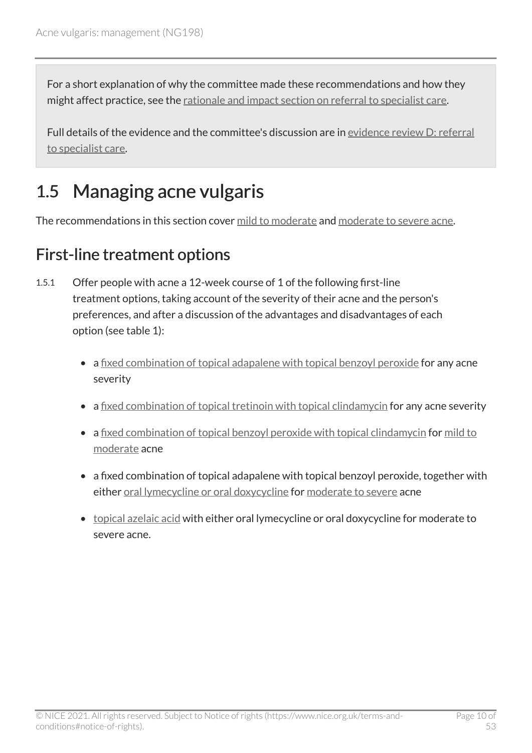For a short explanation of why the committee made these recommendations and how they might affect practice, see the rationale and impact section on referral to specialist care.

Full details of the evidence and the committee's discussion are in evidence review D: referral to specialist care.

## 1.5 Managing acne vulgaris

The recommendations in this section cover mild to moderate and moderate to severe acne.

### First-line treatment options

1.5.1 Offer people with acne a 12-week course of 1 of the following first-line treatment options, taking account of the severity of their acne and the person's preferences, and after a discussion of the advantages and disadvantages of each option (see table 1):

- a fixed combination of topical adapalene with topical benzoyl peroxide for any acne severity
- a fixed combination of topical tretinoin with topical clindamycin for any acne severity
- a fixed combination of topical benzoyl peroxide with topical clindamycin for mild to moderate acne
- a fixed combination of topical adapalene with topical benzoyl peroxide, together with either oral lymecycline or oral doxycycline for moderate to severe acne
- topical azelaic acid with either oral lymecycline or oral doxycycline for moderate to severe acne.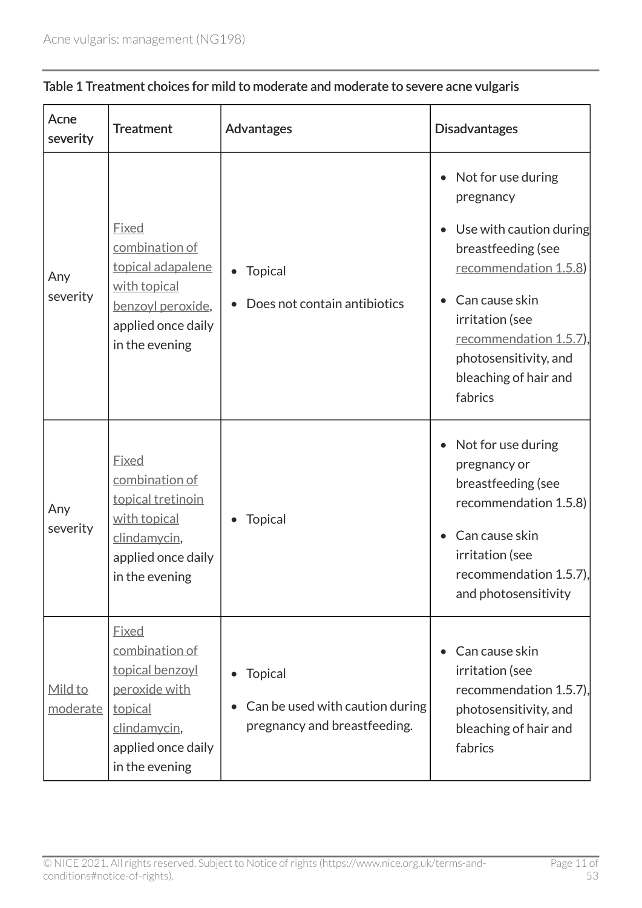Table 1 Treatment choices for mild to moderate and moderate to severe acne vulgaris

| Acne severity | Treatment | Advantages | Disadvantages |
|---|---|---|---|
| Any severity | Fixed combination of topical adapalene with topical benzoyl peroxide, applied once daily in the evening | • Topical<br>• Does not contain antibiotics | • Not for use during pregnancy<br>• Use with caution during breastfeeding (see recommendation 1.5.8)<br>• Can cause skin irritation (see recommendation 1.5.7), photosensitivity, and bleaching of hair and fabrics |
| Any severity | Fixed combination of topical tretinoin with topical clindamycin, applied once daily in the evening | • Topical | • Not for use during pregnancy or breastfeeding (see recommendation 1.5.8)<br>• Can cause skin irritation (see recommendation 1.5.7), and photosensitivity |
| Mild to moderate | Fixed combination of topical benzoyl peroxide with topical clindamycin, applied once daily in the evening | • Topical<br>• Can be used with caution during pregnancy and breastfeeding. | • Can cause skin irritation (see recommendation 1.5.7), photosensitivity, and bleaching of hair and fabrics |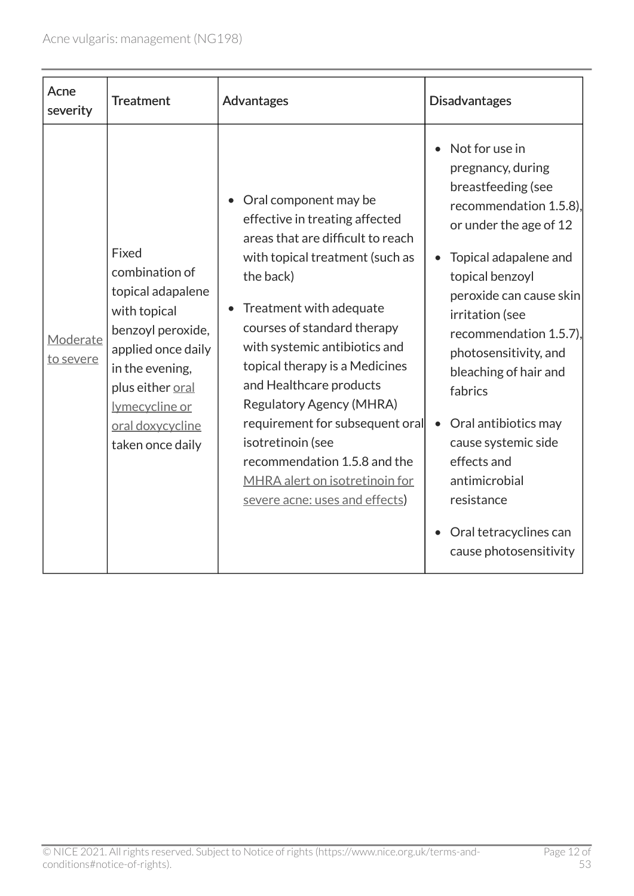| Acne severity | Treatment | Advantages | Disadvantages |
|---|---|---|---|
| Moderate to severe | Fixed combination of topical adapalene with topical benzoyl peroxide, applied once daily in the evening, plus either oral lymecycline or oral doxycycline taken once daily | • Oral component may be effective in treating affected areas that are difficult to reach with topical treatment (such as the back)<br>• Treatment with adequate courses of standard therapy with systemic antibiotics and topical therapy is a Medicines and Healthcare products Regulatory Agency (MHRA) requirement for subsequent oral isotretinoin (see recommendation 1.5.8 and the MHRA alert on isotretinoin for severe acne: uses and effects) | • Not for use in pregnancy, during breastfeeding (see recommendation 1.5.8), or under the age of 12<br>• Topical adapalene and topical benzoyl peroxide can cause skin irritation (see recommendation 1.5.7), photosensitivity, and bleaching of hair and fabrics<br>• Oral antibiotics may cause systemic side effects and antimicrobial resistance<br>• Oral tetracyclines can cause photosensitivity |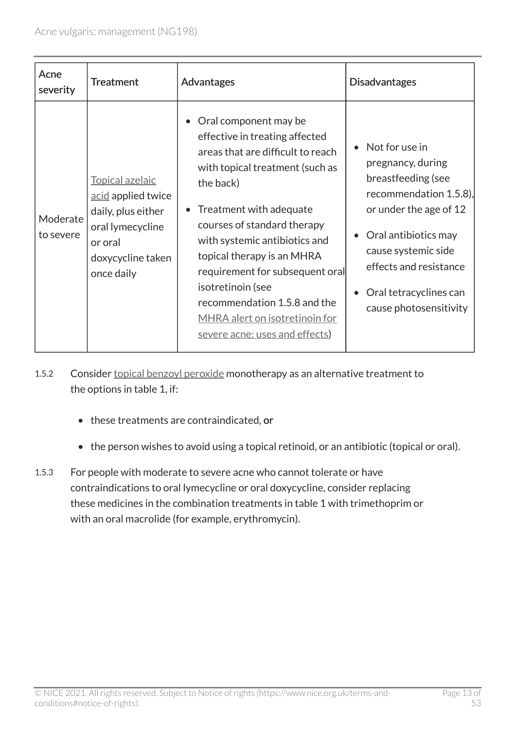| Acne severity | Treatment | Advantages | Disadvantages |
|---|---|---|---|
| Moderate to severe | Topical azelaic acid applied twice daily, plus either oral lymecycline or oral doxycycline taken once daily | • Oral component may be effective in treating affected areas that are difficult to reach with topical treatment (such as the back)<br>• Treatment with adequate courses of standard therapy with systemic antibiotics and topical therapy is an MHRA requirement for subsequent oral isotretinoin (see recommendation 1.5.8 and the MHRA alert on isotretinoin for severe acne: uses and effects) | • Not for use in pregnancy, during breastfeeding (see recommendation 1.5.8), or under the age of 12<br>• Oral antibiotics may cause systemic side effects and resistance<br>• Oral tetracyclines can cause photosensitivity |

1.5.2 Consider topical benzoyl peroxide monotherapy as an alternative treatment to the options in table 1, if:

- these treatments are contraindicated, or
- the person wishes to avoid using a topical retinoid, or an antibiotic (topical or oral).

1.5.3 For people with moderate to severe acne who cannot tolerate or have contraindications to oral lymecycline or oral doxycycline, consider replacing these medicines in the combination treatments in table 1 with trimethoprim or with an oral macrolide (for example, erythromycin).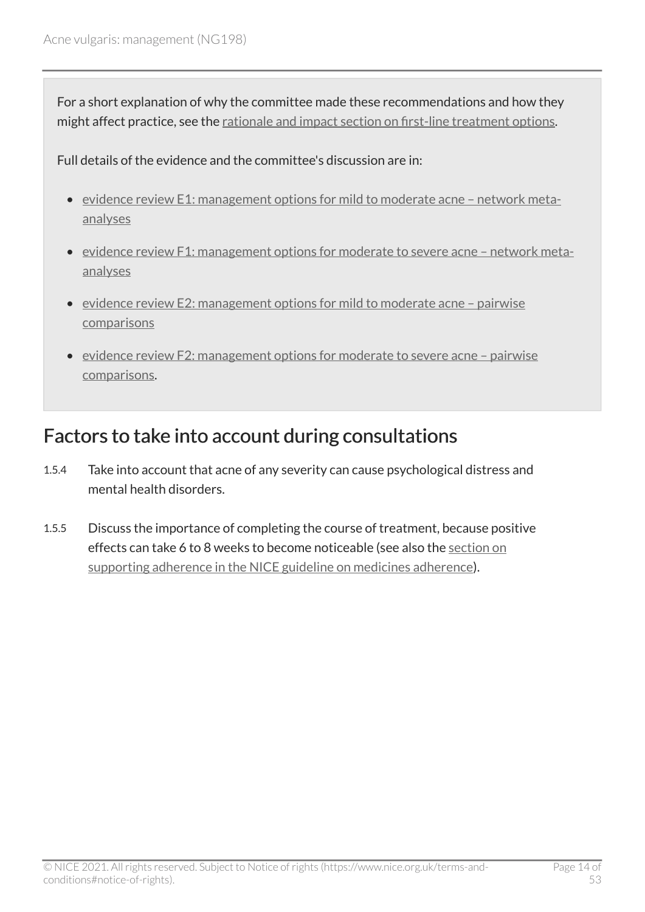For a short explanation of why the committee made these recommendations and how they might affect practice, see the rationale and impact section on first-line treatment options.

Full details of the evidence and the committee's discussion are in:

- evidence review E1: management options for mild to moderate acne – network meta-analyses
- evidence review F1: management options for moderate to severe acne – network meta-analyses
- evidence review E2: management options for mild to moderate acne – pairwise comparisons
- evidence review F2: management options for moderate to severe acne – pairwise comparisons.

## Factors to take into account during consultations

1.5.4 Take into account that acne of any severity can cause psychological distress and mental health disorders.

1.5.5 Discuss the importance of completing the course of treatment, because positive effects can take 6 to 8 weeks to become noticeable (see also the section on supporting adherence in the NICE guideline on medicines adherence).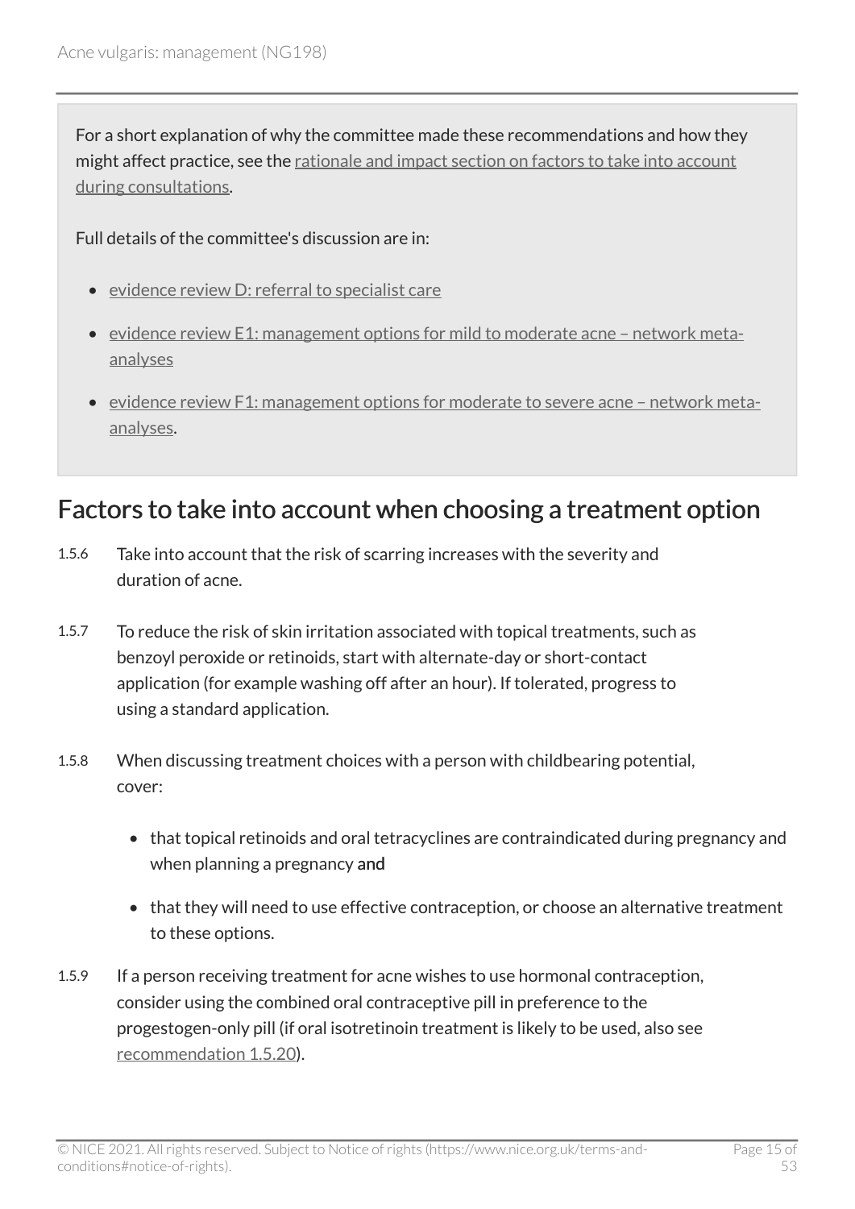For a short explanation of why the committee made these recommendations and how they might affect practice, see the rationale and impact section on factors to take into account during consultations.

Full details of the committee's discussion are in:

- evidence review D: referral to specialist care
- evidence review E1: management options for mild to moderate acne – network meta-analyses
- evidence review F1: management options for moderate to severe acne – network meta-analyses.

## Factors to take into account when choosing a treatment option

1.5.6 Take into account that the risk of scarring increases with the severity and duration of acne.

1.5.7 To reduce the risk of skin irritation associated with topical treatments, such as benzoyl peroxide or retinoids, start with alternate-day or short-contact application (for example washing off after an hour). If tolerated, progress to using a standard application.

1.5.8 When discussing treatment choices with a person with childbearing potential, cover:

- that topical retinoids and oral tetracyclines are contraindicated during pregnancy and when planning a pregnancy and
- that they will need to use effective contraception, or choose an alternative treatment to these options.

1.5.9 If a person receiving treatment for acne wishes to use hormonal contraception, consider using the combined oral contraceptive pill in preference to the progestogen-only pill (if oral isotretinoin treatment is likely to be used, also see recommendation 1.5.20).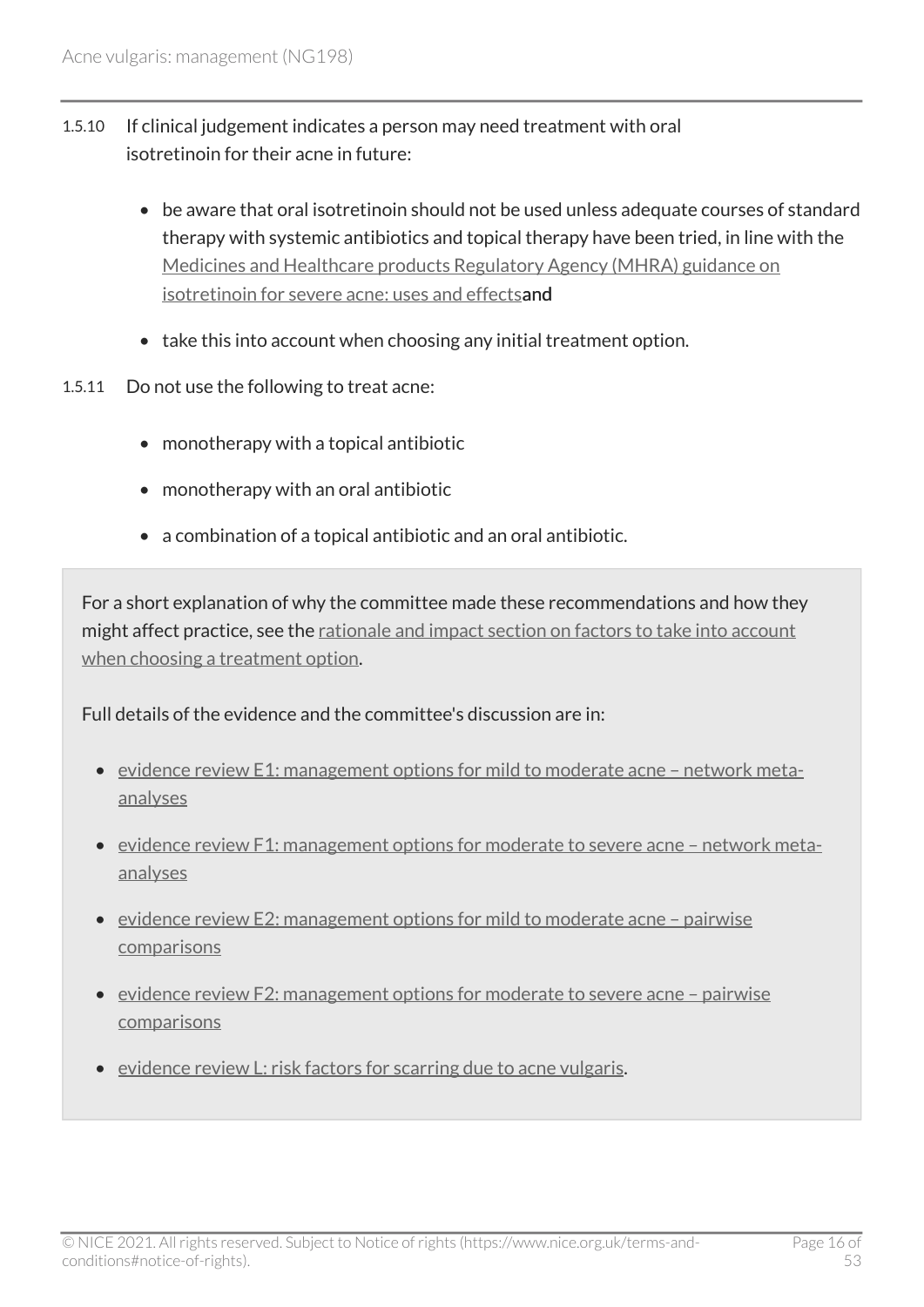1.5.10 If clinical judgement indicates a person may need treatment with oral isotretinoin for their acne in future:

- be aware that oral isotretinoin should not be used unless adequate courses of standard therapy with systemic antibiotics and topical therapy have been tried, in line with the Medicines and Healthcare products Regulatory Agency (MHRA) guidance on isotretinoin for severe acne: uses and effects and
- take this into account when choosing any initial treatment option.

1.5.11 Do not use the following to treat acne:

- monotherapy with a topical antibiotic
- monotherapy with an oral antibiotic
- a combination of a topical antibiotic and an oral antibiotic.

For a short explanation of why the committee made these recommendations and how they might affect practice, see the rationale and impact section on factors to take into account when choosing a treatment option.

Full details of the evidence and the committee's discussion are in:

- evidence review E1: management options for mild to moderate acne – network meta-analyses
- evidence review F1: management options for moderate to severe acne – network meta-analyses
- evidence review E2: management options for mild to moderate acne – pairwise comparisons
- evidence review F2: management options for moderate to severe acne – pairwise comparisons
- evidence review L: risk factors for scarring due to acne vulgaris.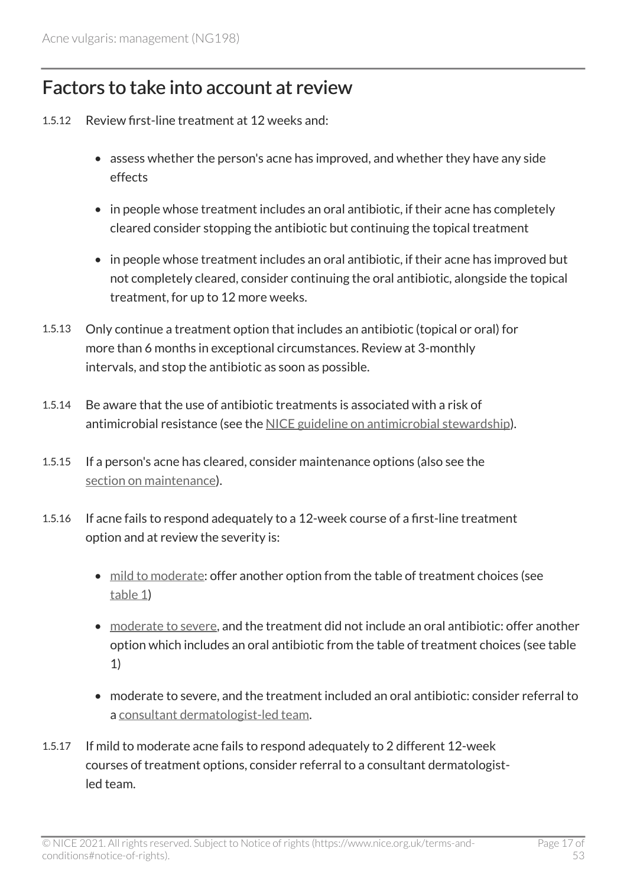## Factors to take into account at review

1.5.12 Review first-line treatment at 12 weeks and:

- assess whether the person's acne has improved, and whether they have any side effects
- in people whose treatment includes an oral antibiotic, if their acne has completely cleared consider stopping the antibiotic but continuing the topical treatment
- in people whose treatment includes an oral antibiotic, if their acne has improved but not completely cleared, consider continuing the oral antibiotic, alongside the topical treatment, for up to 12 more weeks.

1.5.13 Only continue a treatment option that includes an antibiotic (topical or oral) for more than 6 months in exceptional circumstances. Review at 3-monthly intervals, and stop the antibiotic as soon as possible.

1.5.14 Be aware that the use of antibiotic treatments is associated with a risk of antimicrobial resistance (see the NICE guideline on antimicrobial stewardship).

1.5.15 If a person's acne has cleared, consider maintenance options (also see the section on maintenance).

1.5.16 If acne fails to respond adequately to a 12-week course of a first-line treatment option and at review the severity is:

- mild to moderate: offer another option from the table of treatment choices (see table 1)
- moderate to severe, and the treatment did not include an oral antibiotic: offer another option which includes an oral antibiotic from the table of treatment choices (see table 1)
- moderate to severe, and the treatment included an oral antibiotic: consider referral to a consultant dermatologist-led team.

1.5.17 If mild to moderate acne fails to respond adequately to 2 different 12-week courses of treatment options, consider referral to a consultant dermatologist-led team.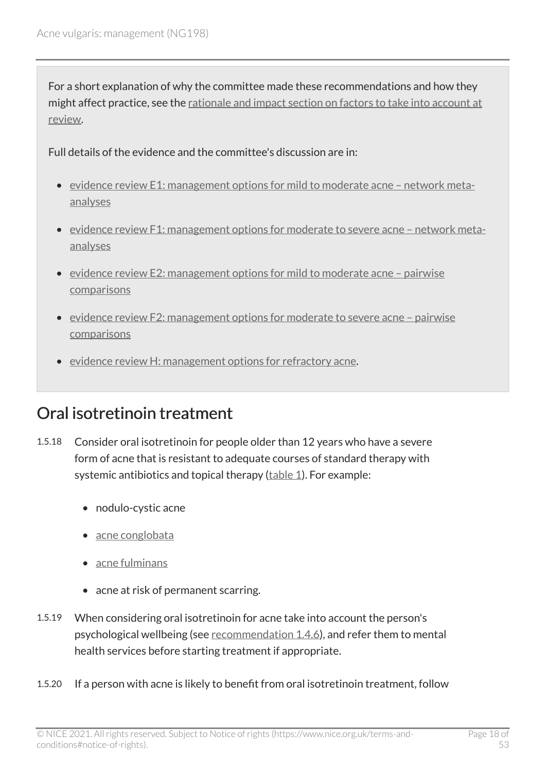For a short explanation of why the committee made these recommendations and how they might affect practice, see the rationale and impact section on factors to take into account at review.

Full details of the evidence and the committee's discussion are in:

- evidence review E1: management options for mild to moderate acne – network meta-analyses
- evidence review F1: management options for moderate to severe acne – network meta-analyses
- evidence review E2: management options for mild to moderate acne – pairwise comparisons
- evidence review F2: management options for moderate to severe acne – pairwise comparisons
- evidence review H: management options for refractory acne.

## Oral isotretinoin treatment

1.5.18 Consider oral isotretinoin for people older than 12 years who have a severe form of acne that is resistant to adequate courses of standard therapy with systemic antibiotics and topical therapy (table 1). For example:

- nodulo-cystic acne
- acne conglobata
- acne fulminans
- acne at risk of permanent scarring.

1.5.19 When considering oral isotretinoin for acne take into account the person's psychological wellbeing (see recommendation 1.4.6), and refer them to mental health services before starting treatment if appropriate.

1.5.20 If a person with acne is likely to benefit from oral isotretinoin treatment, follow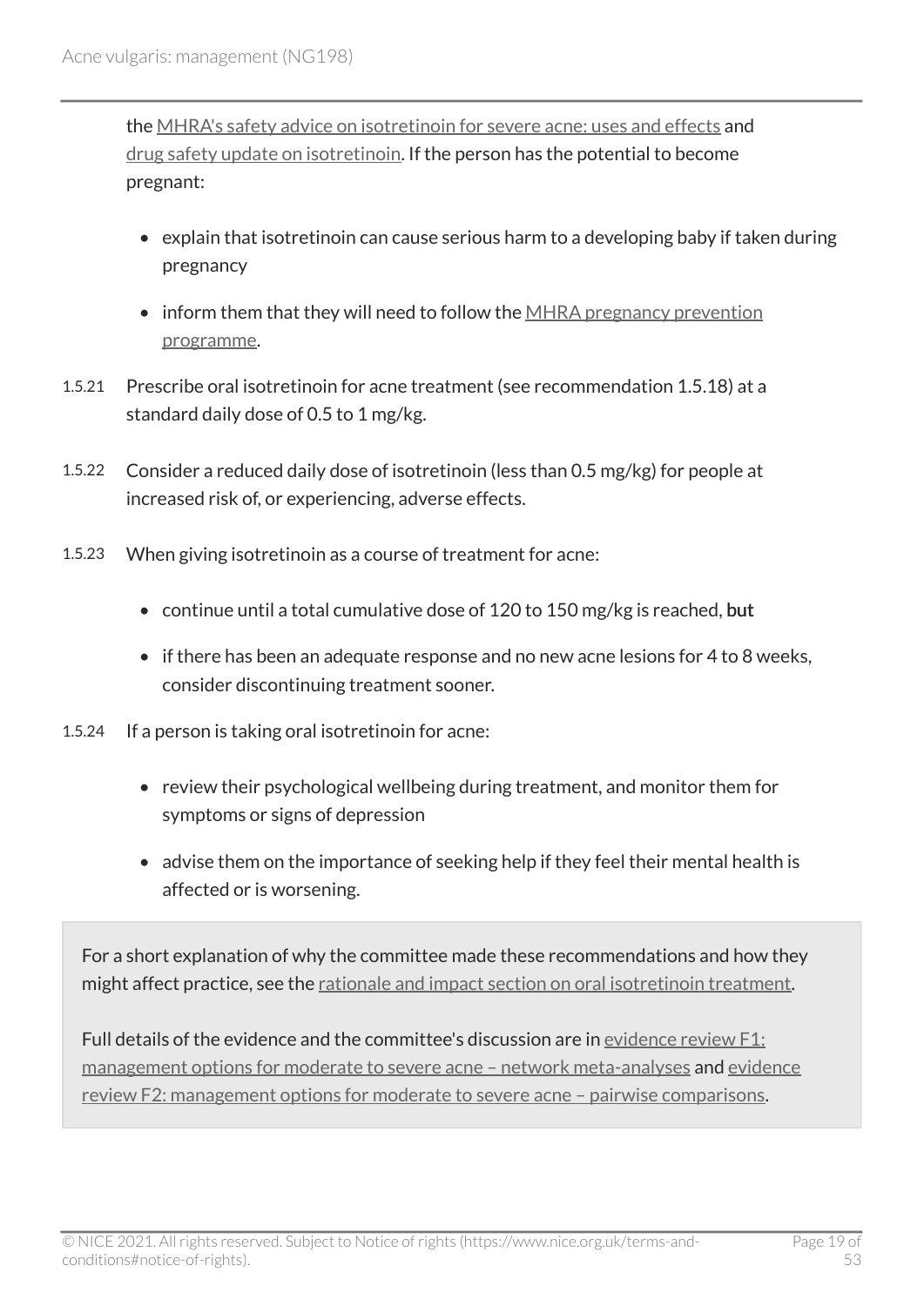the MHRA's safety advice on isotretinoin for severe acne: uses and effects and drug safety update on isotretinoin. If the person has the potential to become pregnant:

- explain that isotretinoin can cause serious harm to a developing baby if taken during pregnancy
- inform them that they will need to follow the MHRA pregnancy prevention programme.

1.5.21 Prescribe oral isotretinoin for acne treatment (see recommendation 1.5.18) at a standard daily dose of 0.5 to 1 mg/kg.

1.5.22 Consider a reduced daily dose of isotretinoin (less than 0.5 mg/kg) for people at increased risk of, or experiencing, adverse effects.

1.5.23 When giving isotretinoin as a course of treatment for acne:

- continue until a total cumulative dose of 120 to 150 mg/kg is reached, **but**
- if there has been an adequate response and no new acne lesions for 4 to 8 weeks, consider discontinuing treatment sooner.

1.5.24 If a person is taking oral isotretinoin for acne:

- review their psychological wellbeing during treatment, and monitor them for symptoms or signs of depression
- advise them on the importance of seeking help if they feel their mental health is affected or is worsening.

For a short explanation of why the committee made these recommendations and how they might affect practice, see the rationale and impact section on oral isotretinoin treatment.

Full details of the evidence and the committee's discussion are in evidence review F1: management options for moderate to severe acne – network meta-analyses and evidence review F2: management options for moderate to severe acne – pairwise comparisons.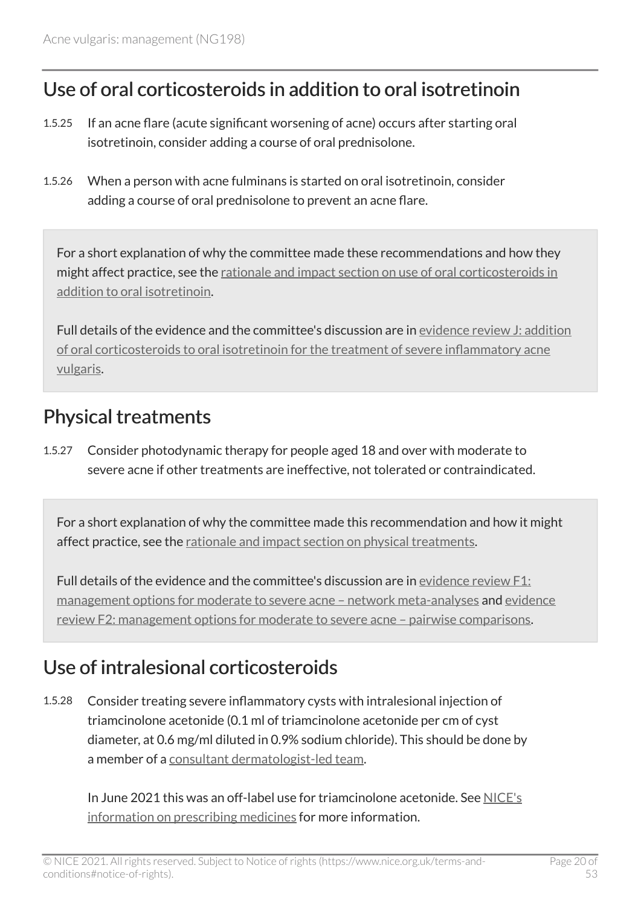## Use of oral corticosteroids in addition to oral isotretinoin

1.5.25 If an acne flare (acute significant worsening of acne) occurs after starting oral isotretinoin, consider adding a course of oral prednisolone.

1.5.26 When a person with acne fulminans is started on oral isotretinoin, consider adding a course of oral prednisolone to prevent an acne flare.

For a short explanation of why the committee made these recommendations and how they might affect practice, see the rationale and impact section on use of oral corticosteroids in addition to oral isotretinoin.

Full details of the evidence and the committee's discussion are in evidence review J: addition of oral corticosteroids to oral isotretinoin for the treatment of severe inflammatory acne vulgaris.

## Physical treatments

1.5.27 Consider photodynamic therapy for people aged 18 and over with moderate to severe acne if other treatments are ineffective, not tolerated or contraindicated.

For a short explanation of why the committee made this recommendation and how it might affect practice, see the rationale and impact section on physical treatments.

Full details of the evidence and the committee's discussion are in evidence review F1: management options for moderate to severe acne – network meta-analyses and evidence review F2: management options for moderate to severe acne – pairwise comparisons.

## Use of intralesional corticosteroids

1.5.28 Consider treating severe inflammatory cysts with intralesional injection of triamcinolone acetonide (0.1 ml of triamcinolone acetonide per cm of cyst diameter, at 0.6 mg/ml diluted in 0.9% sodium chloride). This should be done by a member of a consultant dermatologist-led team.

In June 2021 this was an off-label use for triamcinolone acetonide. See NICE's information on prescribing medicines for more information.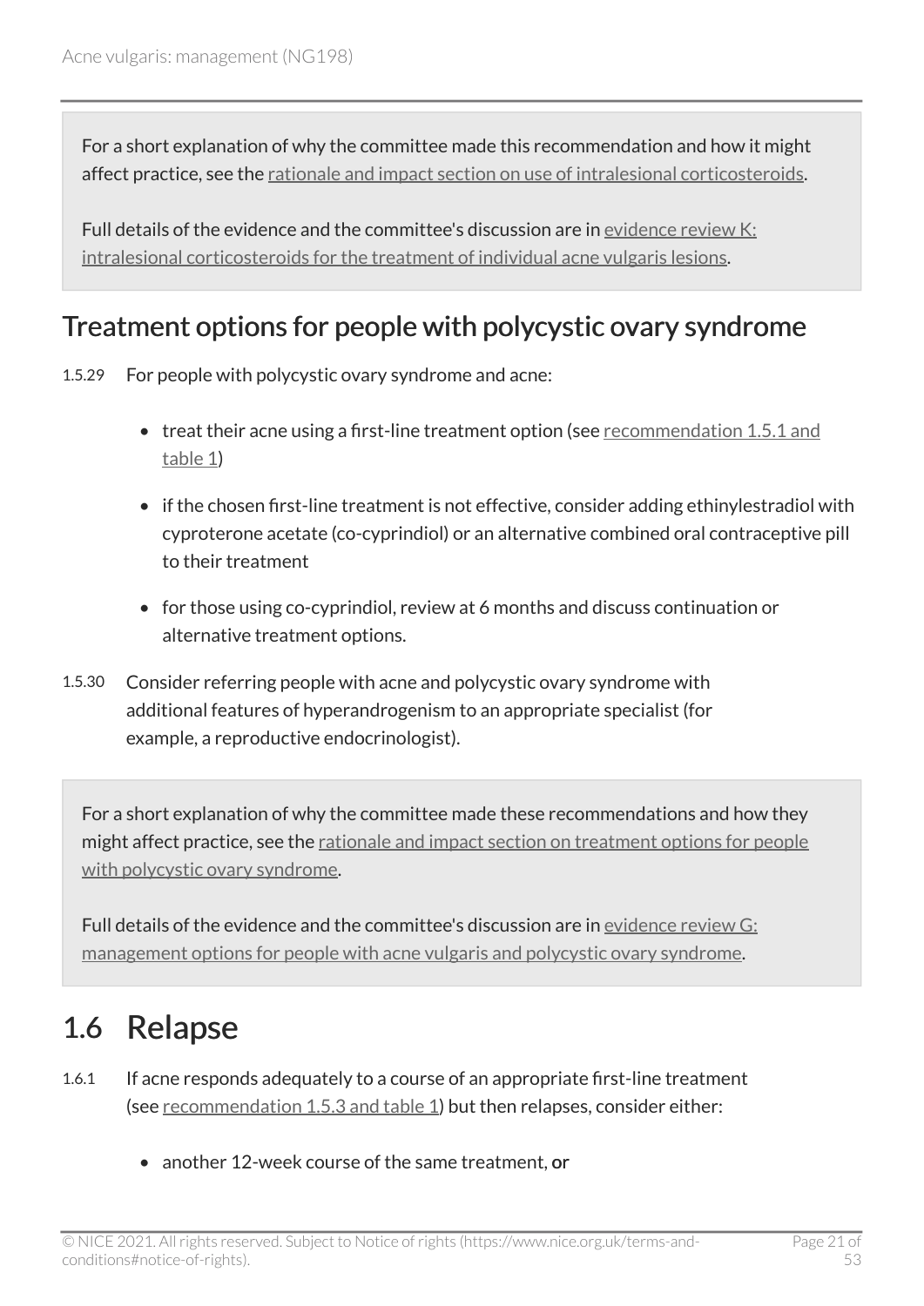For a short explanation of why the committee made this recommendation and how it might affect practice, see the rationale and impact section on use of intralesional corticosteroids.

Full details of the evidence and the committee's discussion are in evidence review K: intralesional corticosteroids for the treatment of individual acne vulgaris lesions.

## Treatment options for people with polycystic ovary syndrome

1.5.29 For people with polycystic ovary syndrome and acne:

- treat their acne using a first-line treatment option (see recommendation 1.5.1 and table 1)
- if the chosen first-line treatment is not effective, consider adding ethinylestradiol with cyproterone acetate (co-cyprindiol) or an alternative combined oral contraceptive pill to their treatment
- for those using co-cyprindiol, review at 6 months and discuss continuation or alternative treatment options.

1.5.30 Consider referring people with acne and polycystic ovary syndrome with additional features of hyperandrogenism to an appropriate specialist (for example, a reproductive endocrinologist).

For a short explanation of why the committee made these recommendations and how they might affect practice, see the rationale and impact section on treatment options for people with polycystic ovary syndrome.

Full details of the evidence and the committee's discussion are in evidence review G: management options for people with acne vulgaris and polycystic ovary syndrome.

# 1.6 Relapse

1.6.1 If acne responds adequately to a course of an appropriate first-line treatment (see recommendation 1.5.3 and table 1) but then relapses, consider either:

- another 12-week course of the same treatment, or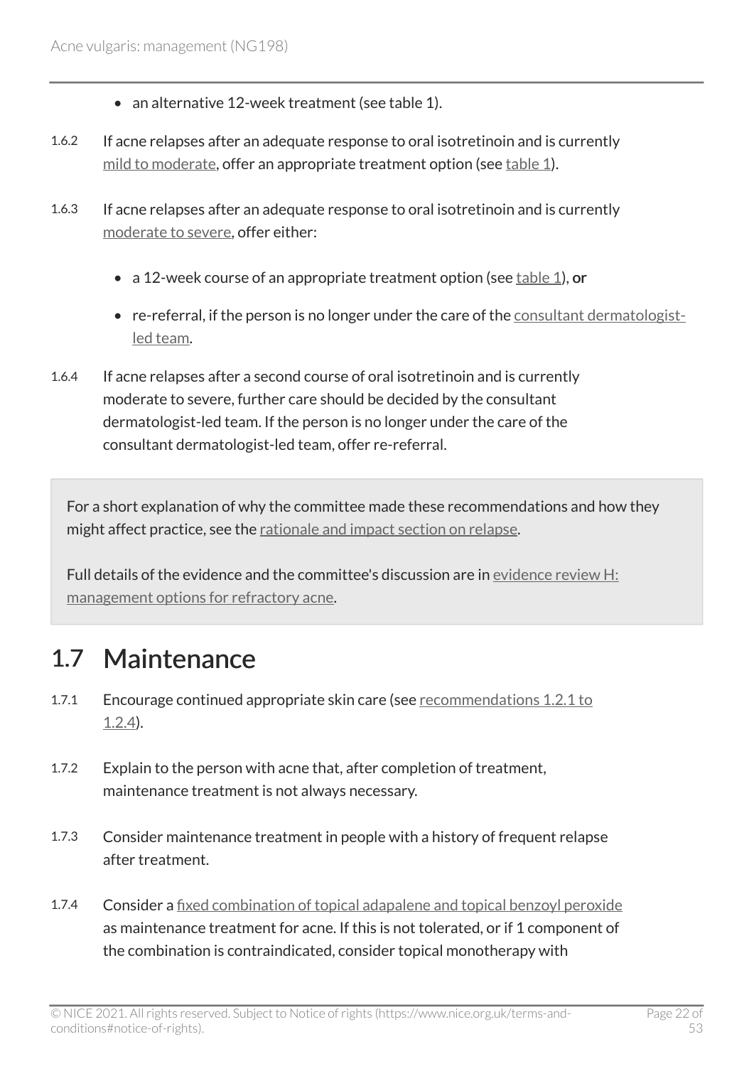- an alternative 12-week treatment (see table 1).

1.6.2 If acne relapses after an adequate response to oral isotretinoin and is currently mild to moderate, offer an appropriate treatment option (see table 1).

1.6.3 If acne relapses after an adequate response to oral isotretinoin and is currently moderate to severe, offer either:

- a 12-week course of an appropriate treatment option (see table 1), **or**
- re-referral, if the person is no longer under the care of the consultant dermatologist-led team.

1.6.4 If acne relapses after a second course of oral isotretinoin and is currently moderate to severe, further care should be decided by the consultant dermatologist-led team. If the person is no longer under the care of the consultant dermatologist-led team, offer re-referral.

For a short explanation of why the committee made these recommendations and how they might affect practice, see the rationale and impact section on relapse.

Full details of the evidence and the committee's discussion are in evidence review H: management options for refractory acne.

## 1.7 Maintenance

1.7.1 Encourage continued appropriate skin care (see recommendations 1.2.1 to 1.2.4).

1.7.2 Explain to the person with acne that, after completion of treatment, maintenance treatment is not always necessary.

1.7.3 Consider maintenance treatment in people with a history of frequent relapse after treatment.

1.7.4 Consider a fixed combination of topical adapalene and topical benzoyl peroxide as maintenance treatment for acne. If this is not tolerated, or if 1 component of the combination is contraindicated, consider topical monotherapy with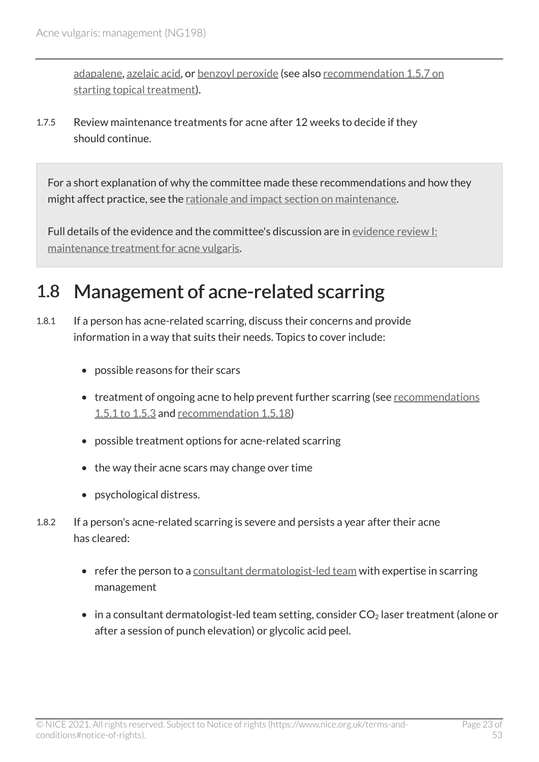adapalene, azelaic acid, or benzoyl peroxide (see also recommendation 1.5.7 on starting topical treatment).

1.7.5 Review maintenance treatments for acne after 12 weeks to decide if they should continue.

For a short explanation of why the committee made these recommendations and how they might affect practice, see the rationale and impact section on maintenance.

Full details of the evidence and the committee's discussion are in evidence review I: maintenance treatment for acne vulgaris.

## 1.8 Management of acne-related scarring

1.8.1 If a person has acne-related scarring, discuss their concerns and provide information in a way that suits their needs. Topics to cover include:

- possible reasons for their scars
- treatment of ongoing acne to help prevent further scarring (see recommendations 1.5.1 to 1.5.3 and recommendation 1.5.18)
- possible treatment options for acne-related scarring
- the way their acne scars may change over time
- psychological distress.

1.8.2 If a person's acne-related scarring is severe and persists a year after their acne has cleared:

- refer the person to a consultant dermatologist-led team with expertise in scarring management
- in a consultant dermatologist-led team setting, consider $CO_2$ laser treatment (alone or after a session of punch elevation) or glycolic acid peel.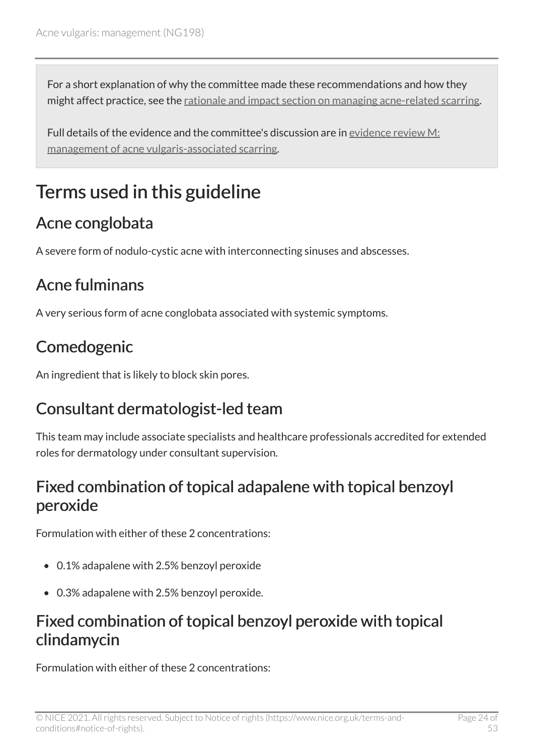For a short explanation of why the committee made these recommendations and how they might affect practice, see the rationale and impact section on managing acne-related scarring.

Full details of the evidence and the committee's discussion are in evidence review M: management of acne vulgaris-associated scarring.

# Terms used in this guideline

## Acne conglobata

A severe form of nodulo-cystic acne with interconnecting sinuses and abscesses.

## Acne fulminans

A very serious form of acne conglobata associated with systemic symptoms.

## Comedogenic

An ingredient that is likely to block skin pores.

## Consultant dermatologist-led team

This team may include associate specialists and healthcare professionals accredited for extended roles for dermatology under consultant supervision.

## Fixed combination of topical adapalene with topical benzoyl peroxide

Formulation with either of these 2 concentrations:

- 0.1% adapalene with 2.5% benzoyl peroxide
- 0.3% adapalene with 2.5% benzoyl peroxide.

## Fixed combination of topical benzoyl peroxide with topical clindamycin

Formulation with either of these 2 concentrations: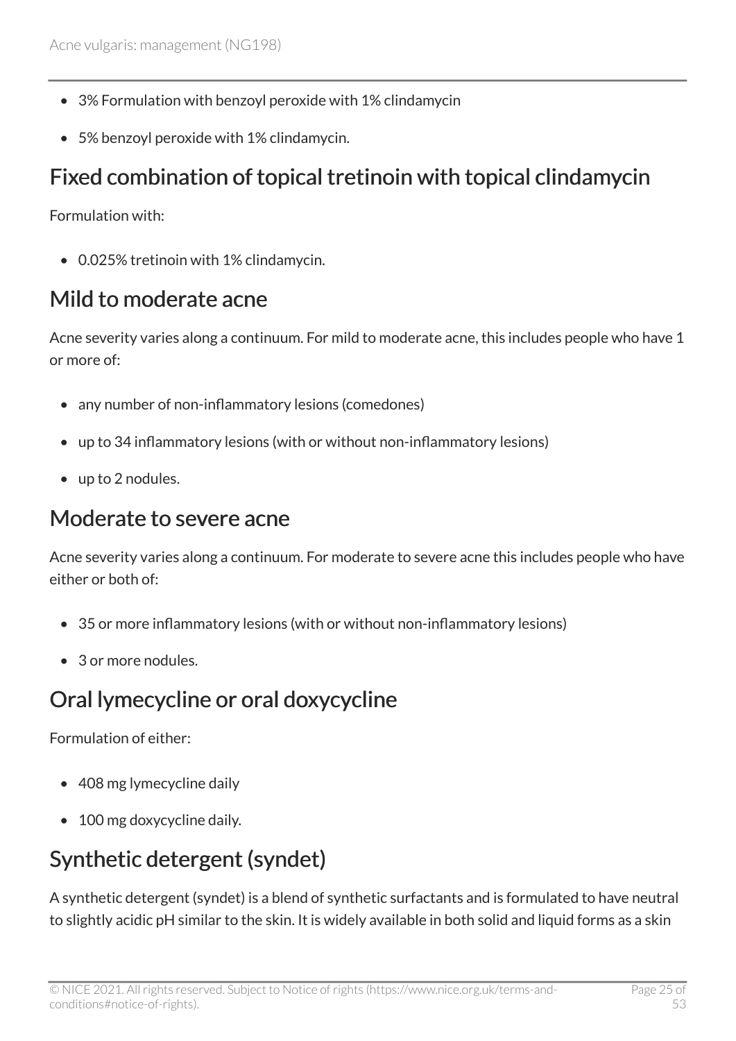- 3% Formulation with benzoyl peroxide with 1% clindamycin
- 5% benzoyl peroxide with 1% clindamycin.

## Fixed combination of topical tretinoin with topical clindamycin

Formulation with:

- 0.025% tretinoin with 1% clindamycin.

## Mild to moderate acne

Acne severity varies along a continuum. For mild to moderate acne, this includes people who have 1 or more of:

- any number of non-inflammatory lesions (comedones)
- up to 34 inflammatory lesions (with or without non-inflammatory lesions)
- up to 2 nodules.

## Moderate to severe acne

Acne severity varies along a continuum. For moderate to severe acne this includes people who have either or both of:

- 35 or more inflammatory lesions (with or without non-inflammatory lesions)
- 3 or more nodules.

## Oral lymecycline or oral doxycycline

Formulation of either:

- 408 mg lymecycline daily
- 100 mg doxycycline daily.

## Synthetic detergent (syndet)

A synthetic detergent (syndet) is a blend of synthetic surfactants and is formulated to have neutral to slightly acidic pH similar to the skin. It is widely available in both solid and liquid forms as a skin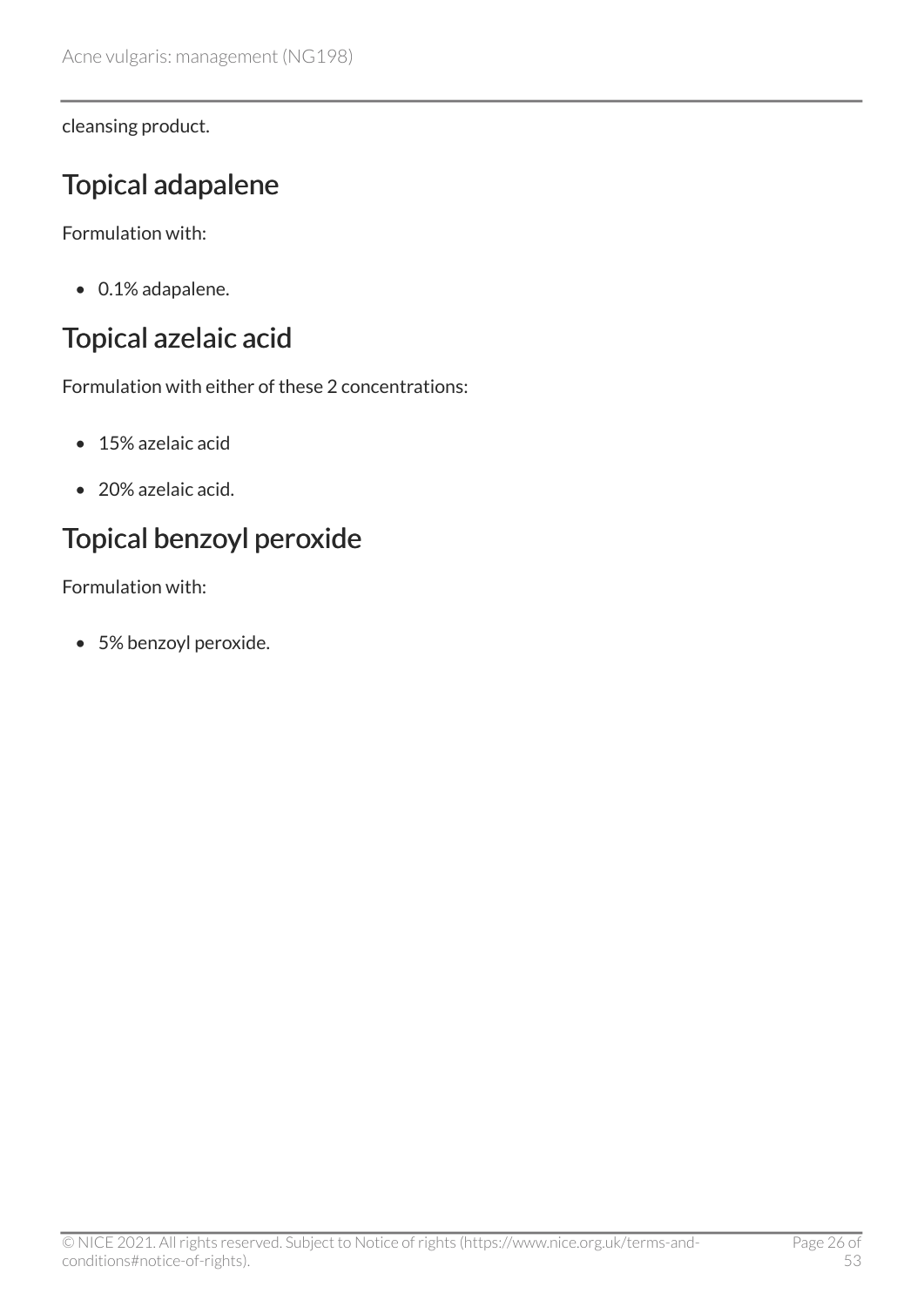cleansing product.

## Topical adapalene

Formulation with:

- 0.1% adapalene.

## Topical azelaic acid

Formulation with either of these 2 concentrations:

- 15% azelaic acid
- 20% azelaic acid.

## Topical benzoyl peroxide

Formulation with:

- 5% benzoyl peroxide.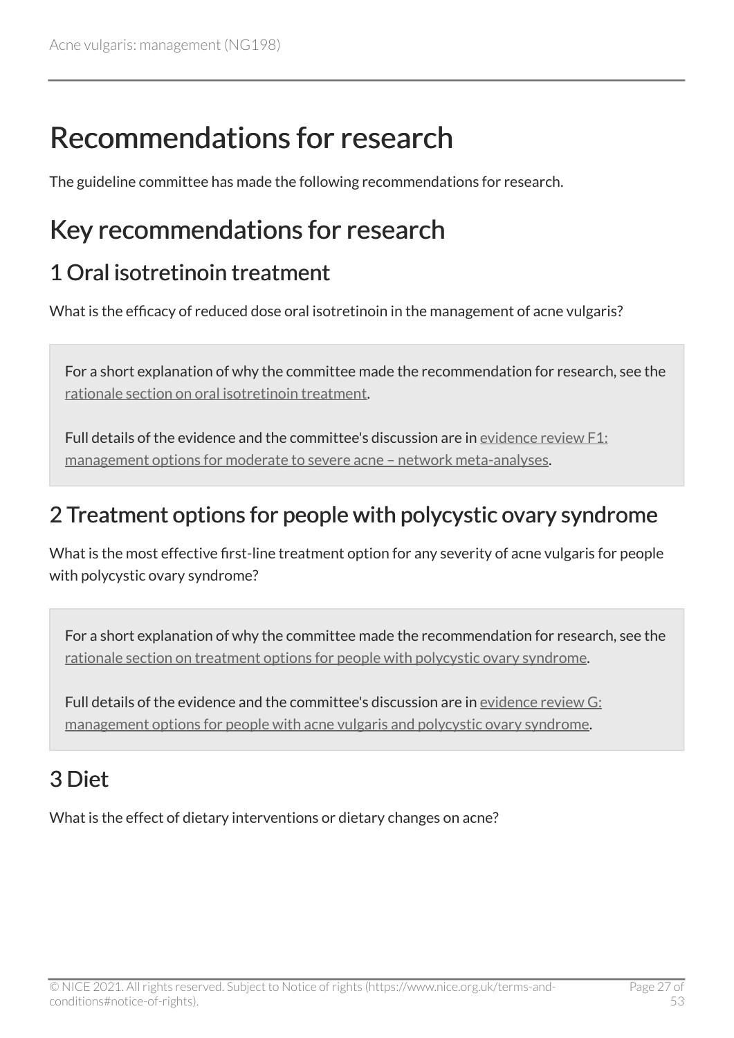# Recommendations for research

The guideline committee has made the following recommendations for research.

## Key recommendations for research

### 1 Oral isotretinoin treatment

What is the efficacy of reduced dose oral isotretinoin in the management of acne vulgaris?

> For a short explanation of why the committee made the recommendation for research, see the rationale section on oral isotretinoin treatment.
>
> Full details of the evidence and the committee's discussion are in evidence review F1: management options for moderate to severe acne – network meta-analyses.

### 2 Treatment options for people with polycystic ovary syndrome

What is the most effective first-line treatment option for any severity of acne vulgaris for people with polycystic ovary syndrome?

> For a short explanation of why the committee made the recommendation for research, see the rationale section on treatment options for people with polycystic ovary syndrome.
>
> Full details of the evidence and the committee's discussion are in evidence review G: management options for people with acne vulgaris and polycystic ovary syndrome.

### 3 Diet

What is the effect of dietary interventions or dietary changes on acne?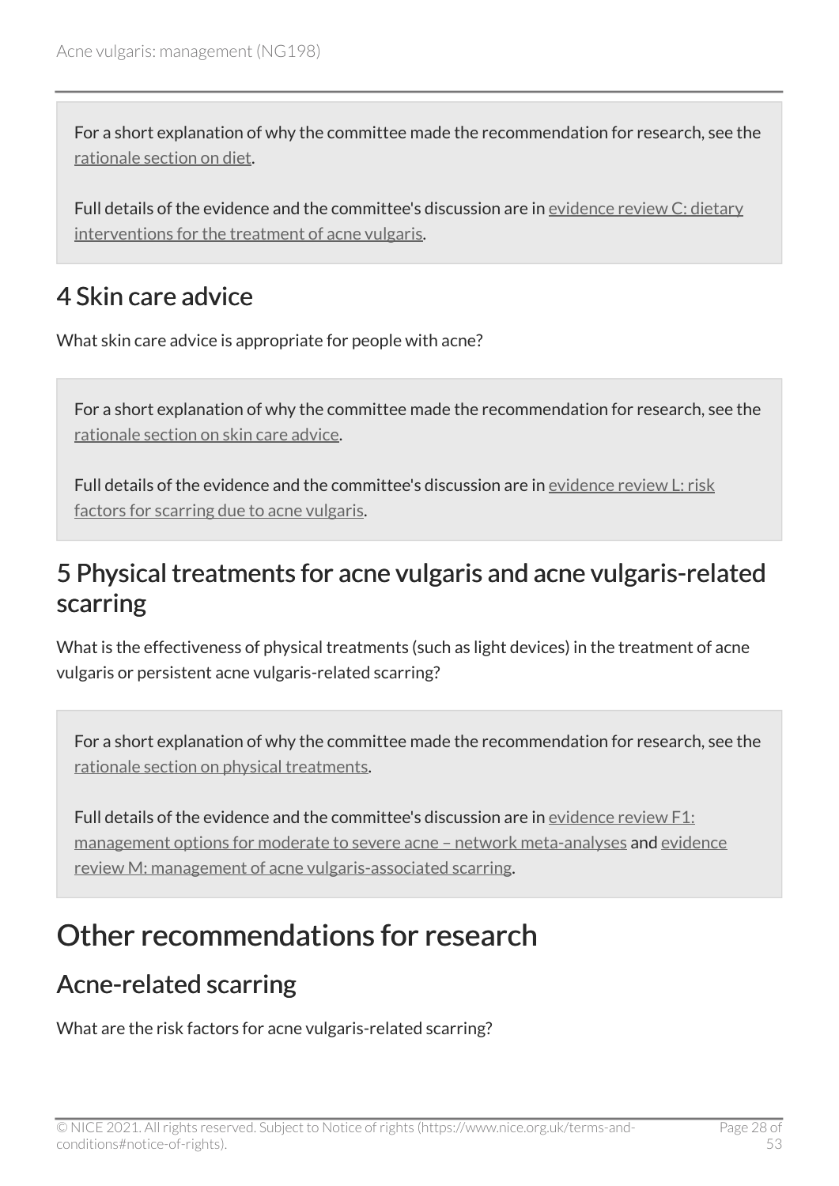For a short explanation of why the committee made the recommendation for research, see the rationale section on diet.

Full details of the evidence and the committee's discussion are in evidence review C: dietary interventions for the treatment of acne vulgaris.

## 4 Skin care advice

What skin care advice is appropriate for people with acne?

For a short explanation of why the committee made the recommendation for research, see the rationale section on skin care advice.

Full details of the evidence and the committee's discussion are in evidence review L: risk factors for scarring due to acne vulgaris.

## 5 Physical treatments for acne vulgaris and acne vulgaris-related scarring

What is the effectiveness of physical treatments (such as light devices) in the treatment of acne vulgaris or persistent acne vulgaris-related scarring?

For a short explanation of why the committee made the recommendation for research, see the rationale section on physical treatments.

Full details of the evidence and the committee's discussion are in evidence review F1: management options for moderate to severe acne – network meta-analyses and evidence review M: management of acne vulgaris-associated scarring.

# Other recommendations for research

## Acne-related scarring

What are the risk factors for acne vulgaris-related scarring?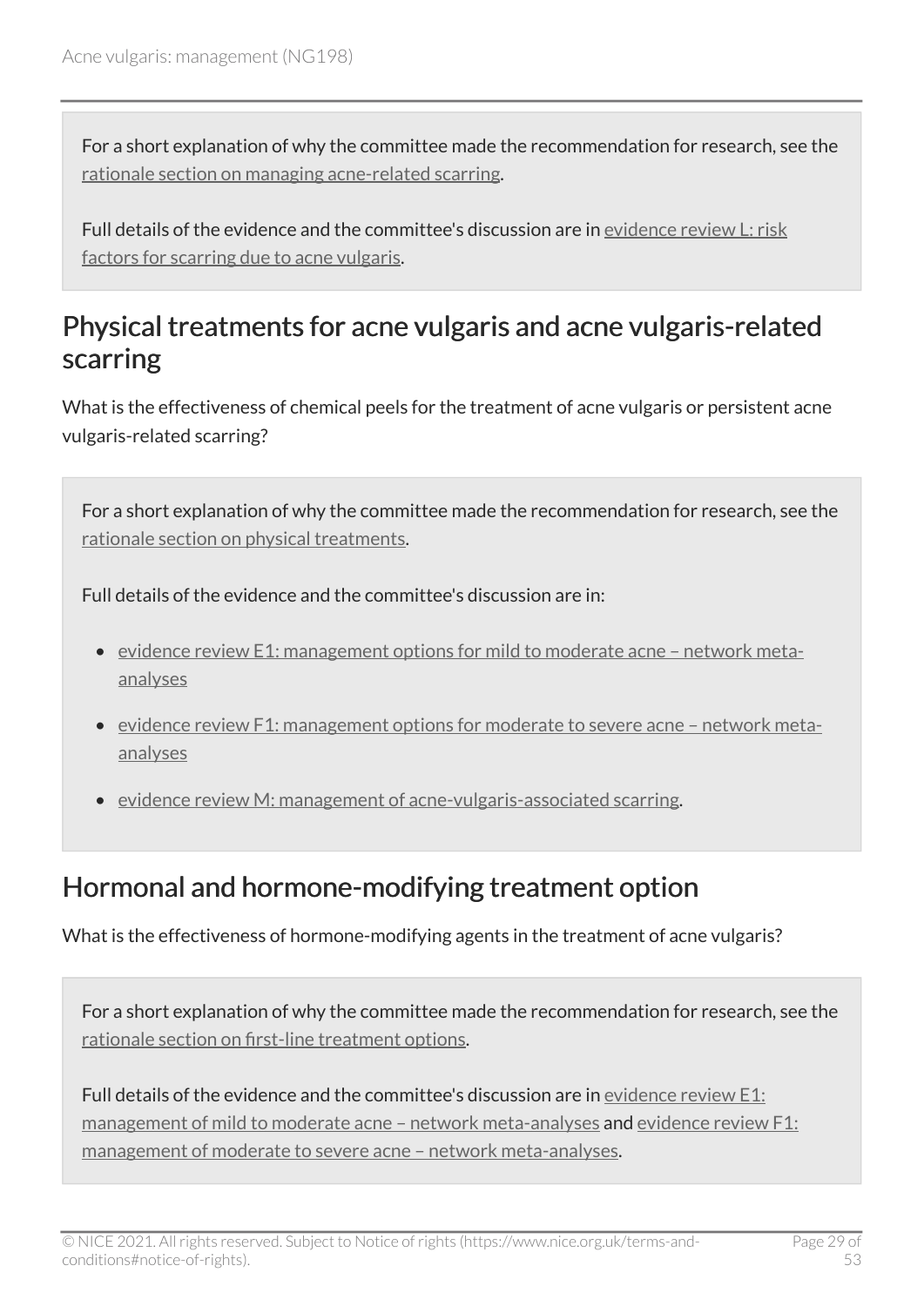For a short explanation of why the committee made the recommendation for research, see the rationale section on managing acne-related scarring.

Full details of the evidence and the committee's discussion are in evidence review L: risk factors for scarring due to acne vulgaris.

## Physical treatments for acne vulgaris and acne vulgaris-related scarring

What is the effectiveness of chemical peels for the treatment of acne vulgaris or persistent acne vulgaris-related scarring?

For a short explanation of why the committee made the recommendation for research, see the rationale section on physical treatments.

Full details of the evidence and the committee's discussion are in:

- evidence review E1: management options for mild to moderate acne – network meta-analyses
- evidence review F1: management options for moderate to severe acne – network meta-analyses
- evidence review M: management of acne-vulgaris-associated scarring.

## Hormonal and hormone-modifying treatment option

What is the effectiveness of hormone-modifying agents in the treatment of acne vulgaris?

For a short explanation of why the committee made the recommendation for research, see the rationale section on first-line treatment options.

Full details of the evidence and the committee's discussion are in evidence review E1: management of mild to moderate acne – network meta-analyses and evidence review F1: management of moderate to severe acne – network meta-analyses.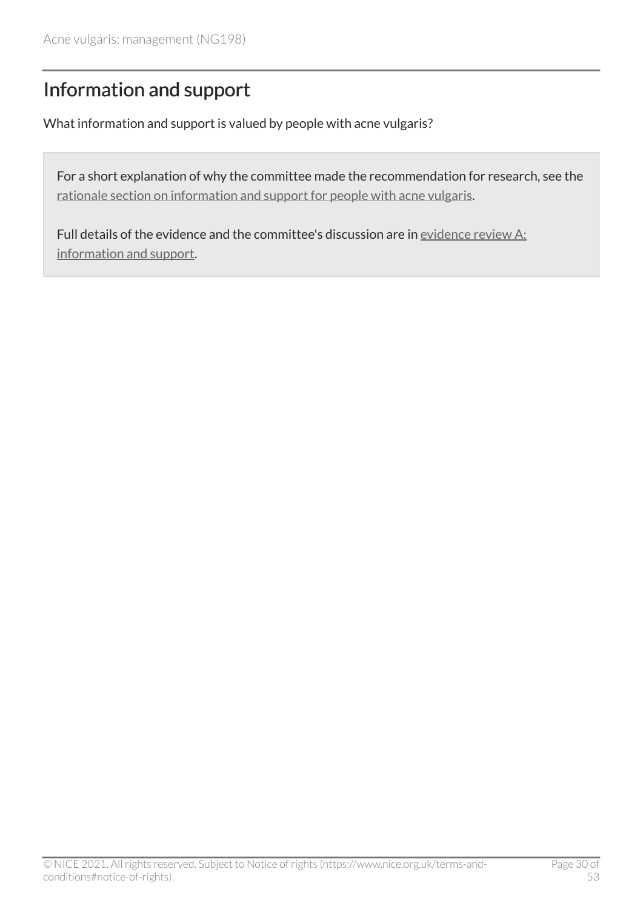## Information and support

What information and support is valued by people with acne vulgaris?

For a short explanation of why the committee made the recommendation for research, see the rationale section on information and support for people with acne vulgaris.

Full details of the evidence and the committee's discussion are in evidence review A: information and support.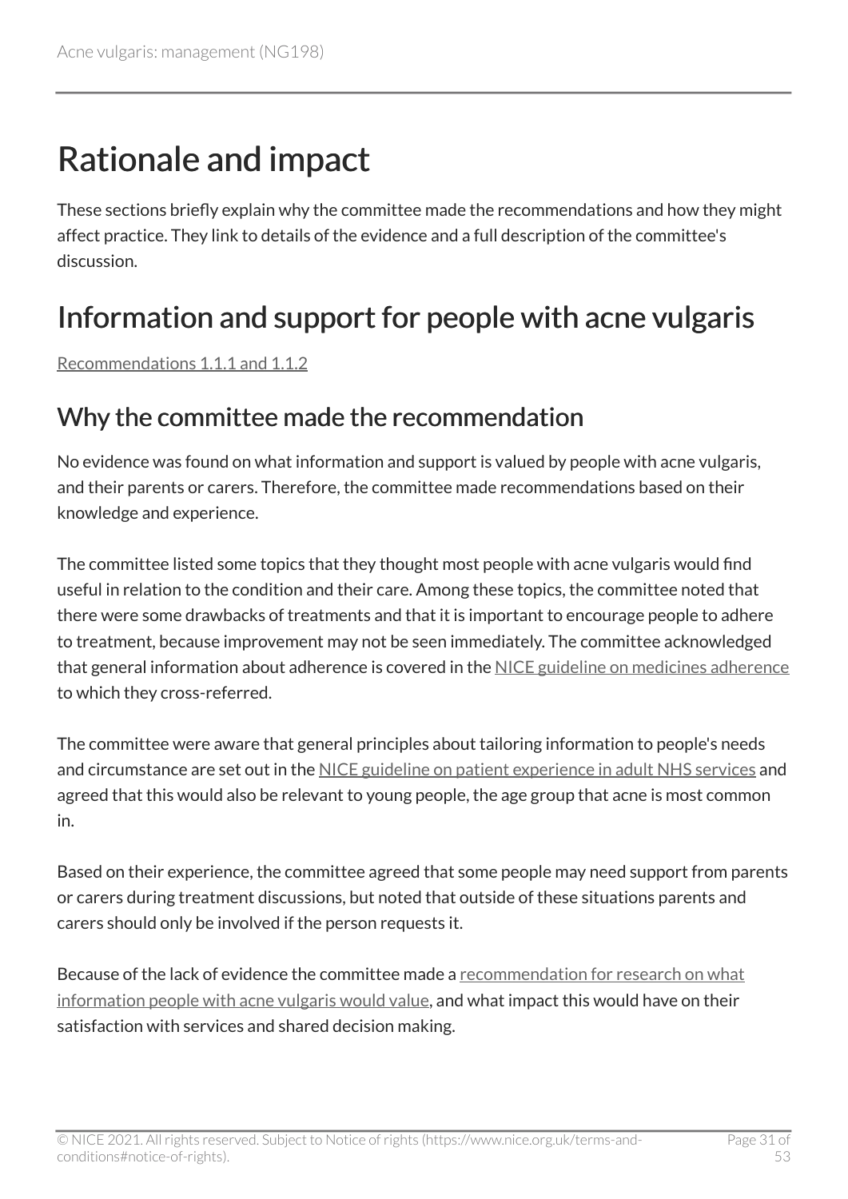# Rationale and impact

These sections briefly explain why the committee made the recommendations and how they might affect practice. They link to details of the evidence and a full description of the committee's discussion.

## Information and support for people with acne vulgaris

Recommendations 1.1.1 and 1.1.2

### Why the committee made the recommendation

No evidence was found on what information and support is valued by people with acne vulgaris, and their parents or carers. Therefore, the committee made recommendations based on their knowledge and experience.

The committee listed some topics that they thought most people with acne vulgaris would find useful in relation to the condition and their care. Among these topics, the committee noted that there were some drawbacks of treatments and that it is important to encourage people to adhere to treatment, because improvement may not be seen immediately. The committee acknowledged that general information about adherence is covered in the NICE guideline on medicines adherence to which they cross-referred.

The committee were aware that general principles about tailoring information to people's needs and circumstance are set out in the NICE guideline on patient experience in adult NHS services and agreed that this would also be relevant to young people, the age group that acne is most common in.

Based on their experience, the committee agreed that some people may need support from parents or carers during treatment discussions, but noted that outside of these situations parents and carers should only be involved if the person requests it.

Because of the lack of evidence the committee made a recommendation for research on what information people with acne vulgaris would value, and what impact this would have on their satisfaction with services and shared decision making.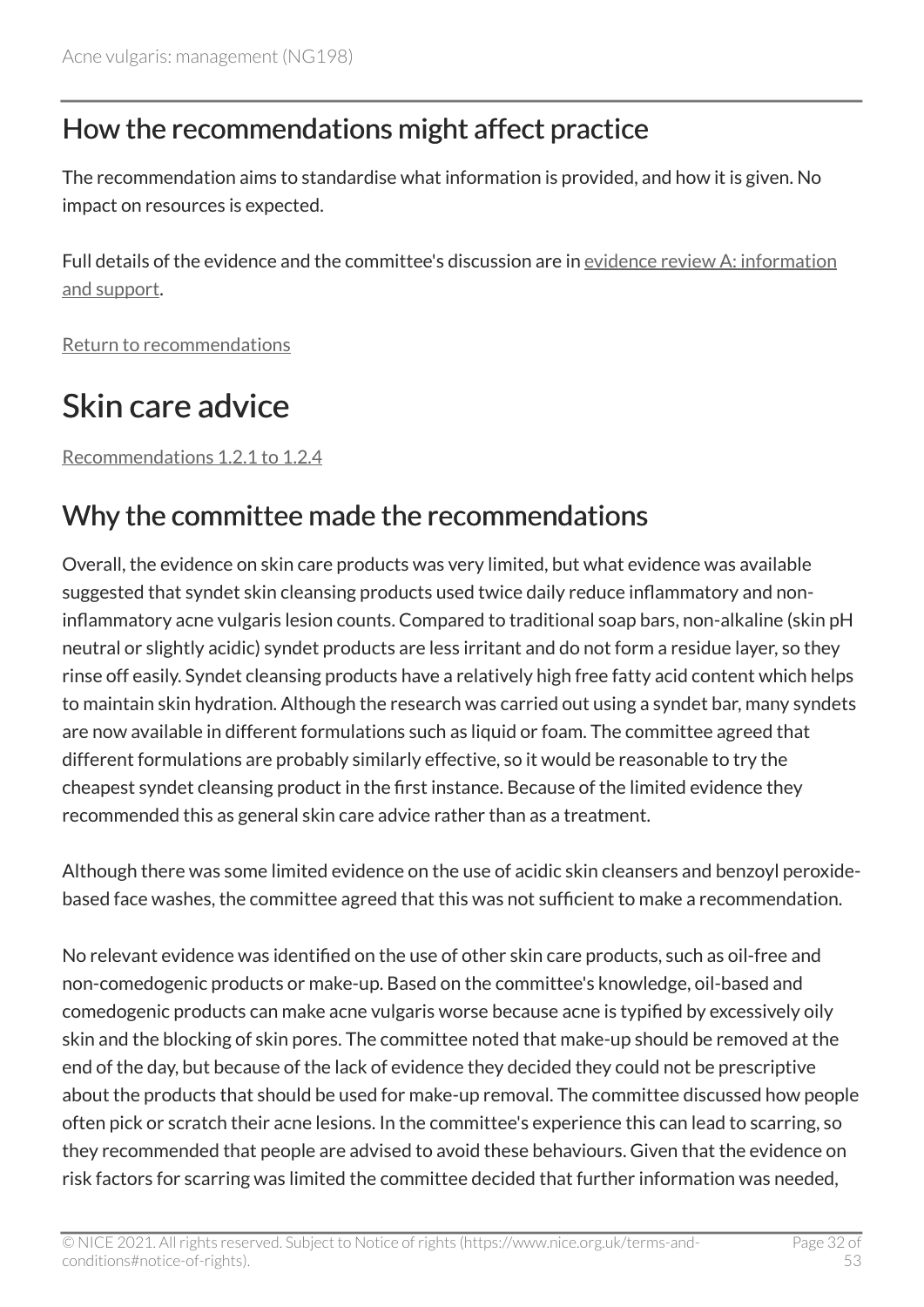## How the recommendations might affect practice

The recommendation aims to standardise what information is provided, and how it is given. No impact on resources is expected.

Full details of the evidence and the committee's discussion are in evidence review A: information and support.

Return to recommendations

# Skin care advice

Recommendations 1.2.1 to 1.2.4

## Why the committee made the recommendations

Overall, the evidence on skin care products was very limited, but what evidence was available suggested that syndet skin cleansing products used twice daily reduce inflammatory and non-inflammatory acne vulgaris lesion counts. Compared to traditional soap bars, non-alkaline (skin pH neutral or slightly acidic) syndet products are less irritant and do not form a residue layer, so they rinse off easily. Syndet cleansing products have a relatively high free fatty acid content which helps to maintain skin hydration. Although the research was carried out using a syndet bar, many syndets are now available in different formulations such as liquid or foam. The committee agreed that different formulations are probably similarly effective, so it would be reasonable to try the cheapest syndet cleansing product in the first instance. Because of the limited evidence they recommended this as general skin care advice rather than as a treatment.

Although there was some limited evidence on the use of acidic skin cleansers and benzoyl peroxide-based face washes, the committee agreed that this was not sufficient to make a recommendation.

No relevant evidence was identified on the use of other skin care products, such as oil-free and non-comedogenic products or make-up. Based on the committee's knowledge, oil-based and comedogenic products can make acne vulgaris worse because acne is typified by excessively oily skin and the blocking of skin pores. The committee noted that make-up should be removed at the end of the day, but because of the lack of evidence they decided they could not be prescriptive about the products that should be used for make-up removal. The committee discussed how people often pick or scratch their acne lesions. In the committee's experience this can lead to scarring, so they recommended that people are advised to avoid these behaviours. Given that the evidence on risk factors for scarring was limited the committee decided that further information was needed,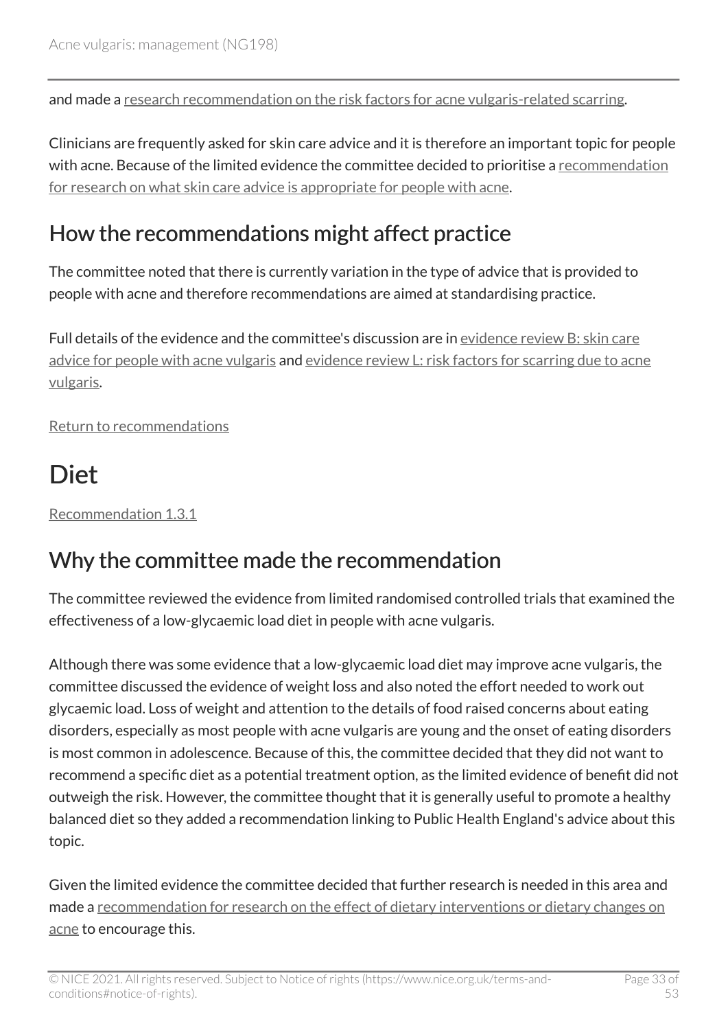and made a research recommendation on the risk factors for acne vulgaris-related scarring.

Clinicians are frequently asked for skin care advice and it is therefore an important topic for people with acne. Because of the limited evidence the committee decided to prioritise a recommendation for research on what skin care advice is appropriate for people with acne.

## How the recommendations might affect practice

The committee noted that there is currently variation in the type of advice that is provided to people with acne and therefore recommendations are aimed at standardising practice.

Full details of the evidence and the committee's discussion are in evidence review B: skin care advice for people with acne vulgaris and evidence review L: risk factors for scarring due to acne vulgaris.

Return to recommendations

# Diet

Recommendation 1.3.1

## Why the committee made the recommendation

The committee reviewed the evidence from limited randomised controlled trials that examined the effectiveness of a low-glycaemic load diet in people with acne vulgaris.

Although there was some evidence that a low-glycaemic load diet may improve acne vulgaris, the committee discussed the evidence of weight loss and also noted the effort needed to work out glycaemic load. Loss of weight and attention to the details of food raised concerns about eating disorders, especially as most people with acne vulgaris are young and the onset of eating disorders is most common in adolescence. Because of this, the committee decided that they did not want to recommend a specific diet as a potential treatment option, as the limited evidence of benefit did not outweigh the risk. However, the committee thought that it is generally useful to promote a healthy balanced diet so they added a recommendation linking to Public Health England's advice about this topic.

Given the limited evidence the committee decided that further research is needed in this area and made a recommendation for research on the effect of dietary interventions or dietary changes on acne to encourage this.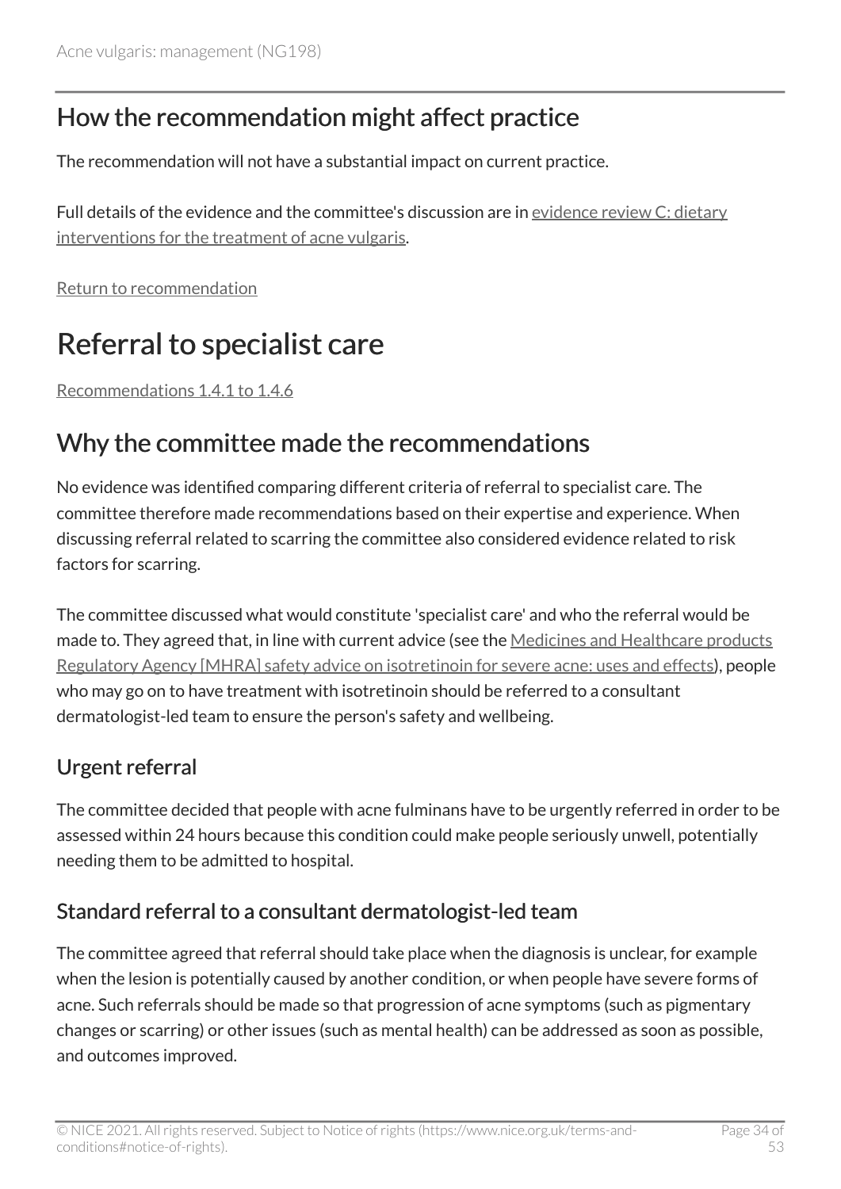## How the recommendation might affect practice

The recommendation will not have a substantial impact on current practice.

Full details of the evidence and the committee's discussion are in evidence review C: dietary interventions for the treatment of acne vulgaris.

Return to recommendation

# Referral to specialist care

Recommendations 1.4.1 to 1.4.6

## Why the committee made the recommendations

No evidence was identified comparing different criteria of referral to specialist care. The committee therefore made recommendations based on their expertise and experience. When discussing referral related to scarring the committee also considered evidence related to risk factors for scarring.

The committee discussed what would constitute 'specialist care' and who the referral would be made to. They agreed that, in line with current advice (see the Medicines and Healthcare products Regulatory Agency [MHRA] safety advice on isotretinoin for severe acne: uses and effects), people who may go on to have treatment with isotretinoin should be referred to a consultant dermatologist-led team to ensure the person's safety and wellbeing.

### Urgent referral

The committee decided that people with acne fulminans have to be urgently referred in order to be assessed within 24 hours because this condition could make people seriously unwell, potentially needing them to be admitted to hospital.

### Standard referral to a consultant dermatologist-led team

The committee agreed that referral should take place when the diagnosis is unclear, for example when the lesion is potentially caused by another condition, or when people have severe forms of acne. Such referrals should be made so that progression of acne symptoms (such as pigmentary changes or scarring) or other issues (such as mental health) can be addressed as soon as possible, and outcomes improved.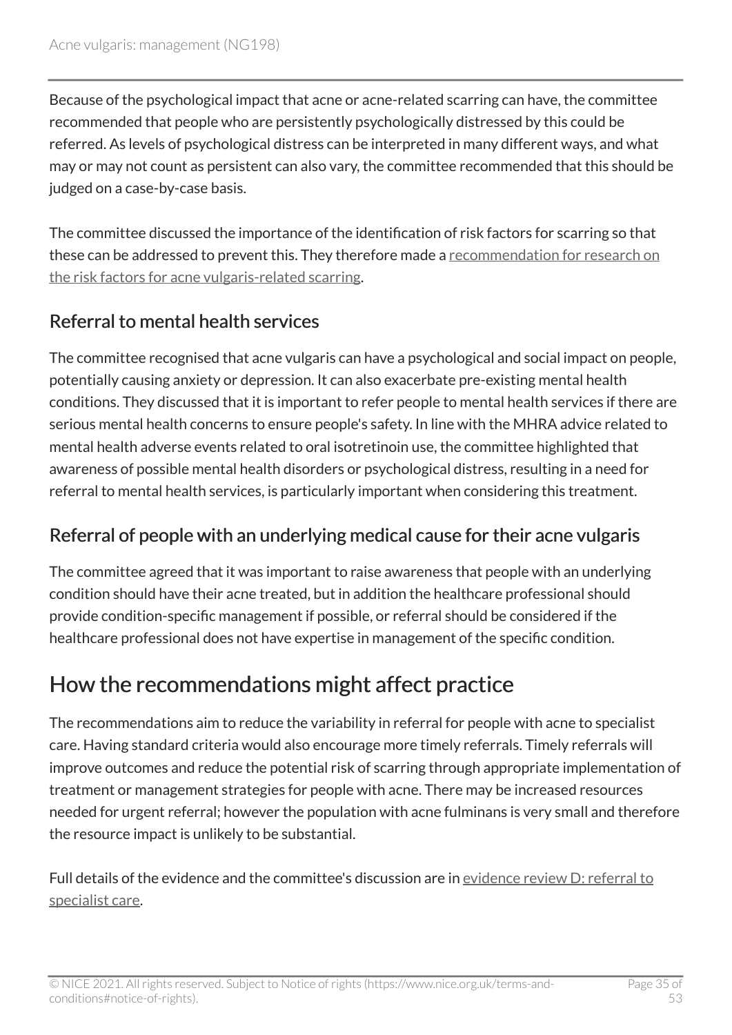Because of the psychological impact that acne or acne-related scarring can have, the committee recommended that people who are persistently psychologically distressed by this could be referred. As levels of psychological distress can be interpreted in many different ways, and what may or may not count as persistent can also vary, the committee recommended that this should be judged on a case-by-case basis.

The committee discussed the importance of the identification of risk factors for scarring so that these can be addressed to prevent this. They therefore made a recommendation for research on the risk factors for acne vulgaris-related scarring.

### Referral to mental health services

The committee recognised that acne vulgaris can have a psychological and social impact on people, potentially causing anxiety or depression. It can also exacerbate pre-existing mental health conditions. They discussed that it is important to refer people to mental health services if there are serious mental health concerns to ensure people's safety. In line with the MHRA advice related to mental health adverse events related to oral isotretinoin use, the committee highlighted that awareness of possible mental health disorders or psychological distress, resulting in a need for referral to mental health services, is particularly important when considering this treatment.

### Referral of people with an underlying medical cause for their acne vulgaris

The committee agreed that it was important to raise awareness that people with an underlying condition should have their acne treated, but in addition the healthcare professional should provide condition-specific management if possible, or referral should be considered if the healthcare professional does not have expertise in management of the specific condition.

## How the recommendations might affect practice

The recommendations aim to reduce the variability in referral for people with acne to specialist care. Having standard criteria would also encourage more timely referrals. Timely referrals will improve outcomes and reduce the potential risk of scarring through appropriate implementation of treatment or management strategies for people with acne. There may be increased resources needed for urgent referral; however the population with acne fulminans is very small and therefore the resource impact is unlikely to be substantial.

Full details of the evidence and the committee's discussion are in evidence review D: referral to specialist care.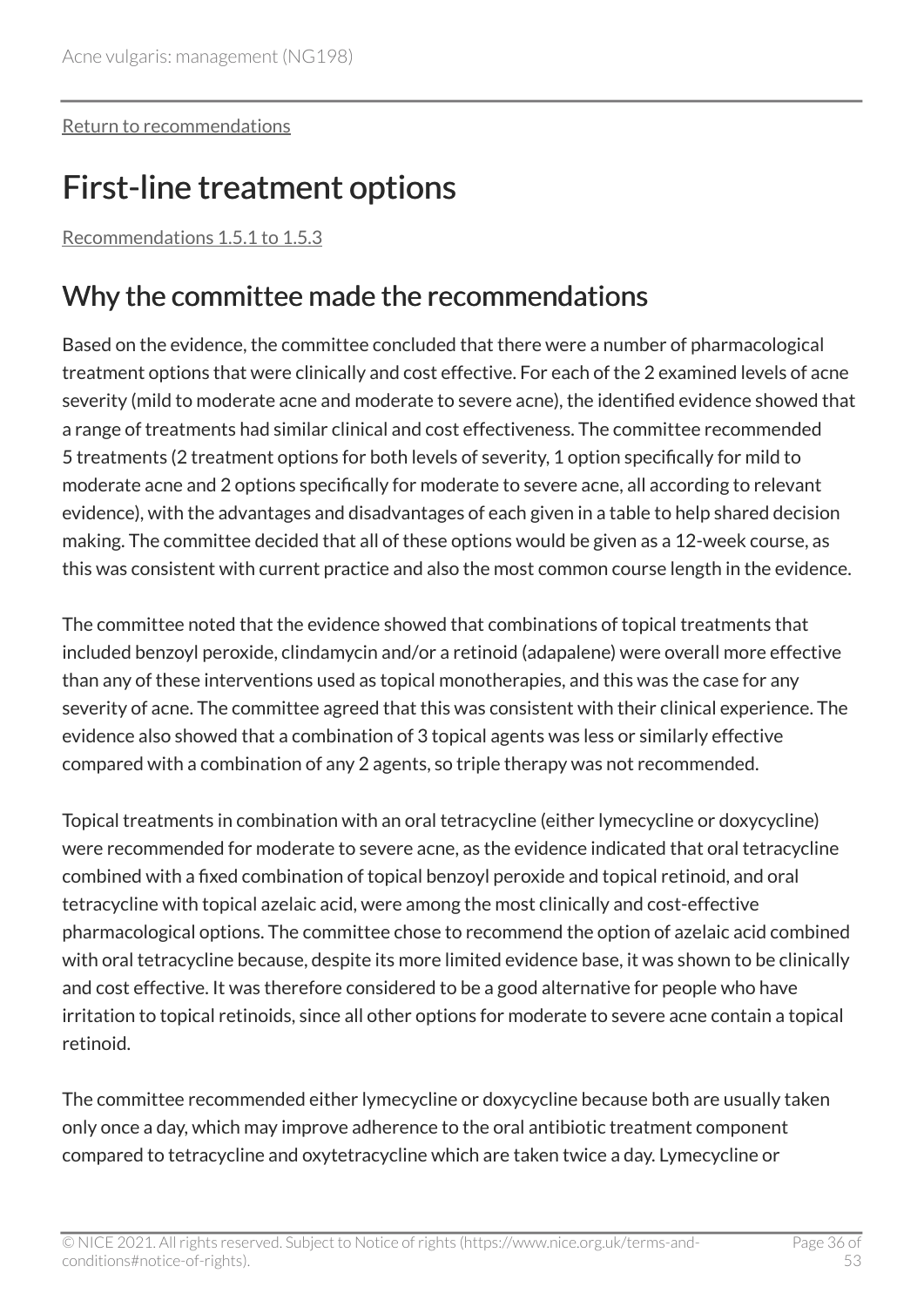Return to recommendations

# First-line treatment options

Recommendations 1.5.1 to 1.5.3

## Why the committee made the recommendations

Based on the evidence, the committee concluded that there were a number of pharmacological treatment options that were clinically and cost effective. For each of the 2 examined levels of acne severity (mild to moderate acne and moderate to severe acne), the identified evidence showed that a range of treatments had similar clinical and cost effectiveness. The committee recommended 5 treatments (2 treatment options for both levels of severity, 1 option specifically for mild to moderate acne and 2 options specifically for moderate to severe acne, all according to relevant evidence), with the advantages and disadvantages of each given in a table to help shared decision making. The committee decided that all of these options would be given as a 12-week course, as this was consistent with current practice and also the most common course length in the evidence.

The committee noted that the evidence showed that combinations of topical treatments that included benzoyl peroxide, clindamycin and/or a retinoid (adapalene) were overall more effective than any of these interventions used as topical monotherapies, and this was the case for any severity of acne. The committee agreed that this was consistent with their clinical experience. The evidence also showed that a combination of 3 topical agents was less or similarly effective compared with a combination of any 2 agents, so triple therapy was not recommended.

Topical treatments in combination with an oral tetracycline (either lymecycline or doxycycline) were recommended for moderate to severe acne, as the evidence indicated that oral tetracycline combined with a fixed combination of topical benzoyl peroxide and topical retinoid, and oral tetracycline with topical azelaic acid, were among the most clinically and cost-effective pharmacological options. The committee chose to recommend the option of azelaic acid combined with oral tetracycline because, despite its more limited evidence base, it was shown to be clinically and cost effective. It was therefore considered to be a good alternative for people who have irritation to topical retinoids, since all other options for moderate to severe acne contain a topical retinoid.

The committee recommended either lymecycline or doxycycline because both are usually taken only once a day, which may improve adherence to the oral antibiotic treatment component compared to tetracycline and oxytetracycline which are taken twice a day. Lymecycline or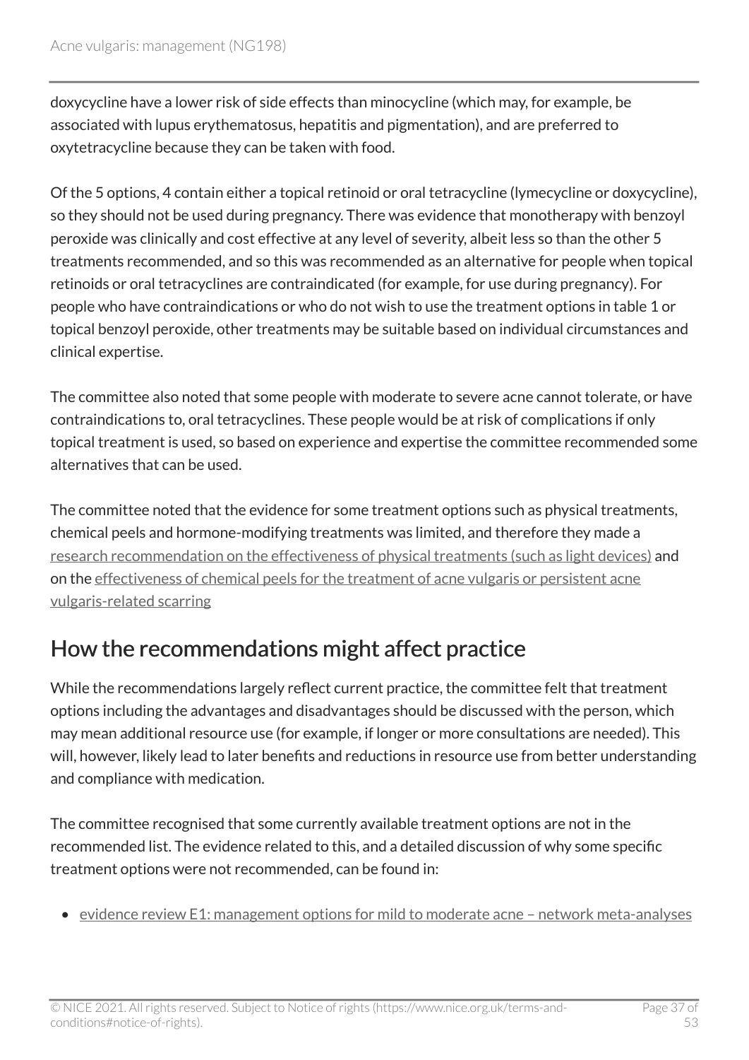doxycycline have a lower risk of side effects than minocycline (which may, for example, be associated with lupus erythematosus, hepatitis and pigmentation), and are preferred to oxytetracycline because they can be taken with food.

Of the 5 options, 4 contain either a topical retinoid or oral tetracycline (lymecycline or doxycycline), so they should not be used during pregnancy. There was evidence that monotherapy with benzoyl peroxide was clinically and cost effective at any level of severity, albeit less so than the other 5 treatments recommended, and so this was recommended as an alternative for people when topical retinoids or oral tetracyclines are contraindicated (for example, for use during pregnancy). For people who have contraindications or who do not wish to use the treatment options in table 1 or topical benzoyl peroxide, other treatments may be suitable based on individual circumstances and clinical expertise.

The committee also noted that some people with moderate to severe acne cannot tolerate, or have contraindications to, oral tetracyclines. These people would be at risk of complications if only topical treatment is used, so based on experience and expertise the committee recommended some alternatives that can be used.

The committee noted that the evidence for some treatment options such as physical treatments, chemical peels and hormone-modifying treatments was limited, and therefore they made a research recommendation on the effectiveness of physical treatments (such as light devices) and on the effectiveness of chemical peels for the treatment of acne vulgaris or persistent acne vulgaris-related scarring

## How the recommendations might affect practice

While the recommendations largely reflect current practice, the committee felt that treatment options including the advantages and disadvantages should be discussed with the person, which may mean additional resource use (for example, if longer or more consultations are needed). This will, however, likely lead to later benefits and reductions in resource use from better understanding and compliance with medication.

The committee recognised that some currently available treatment options are not in the recommended list. The evidence related to this, and a detailed discussion of why some specific treatment options were not recommended, can be found in:

- evidence review E1: management options for mild to moderate acne – network meta-analyses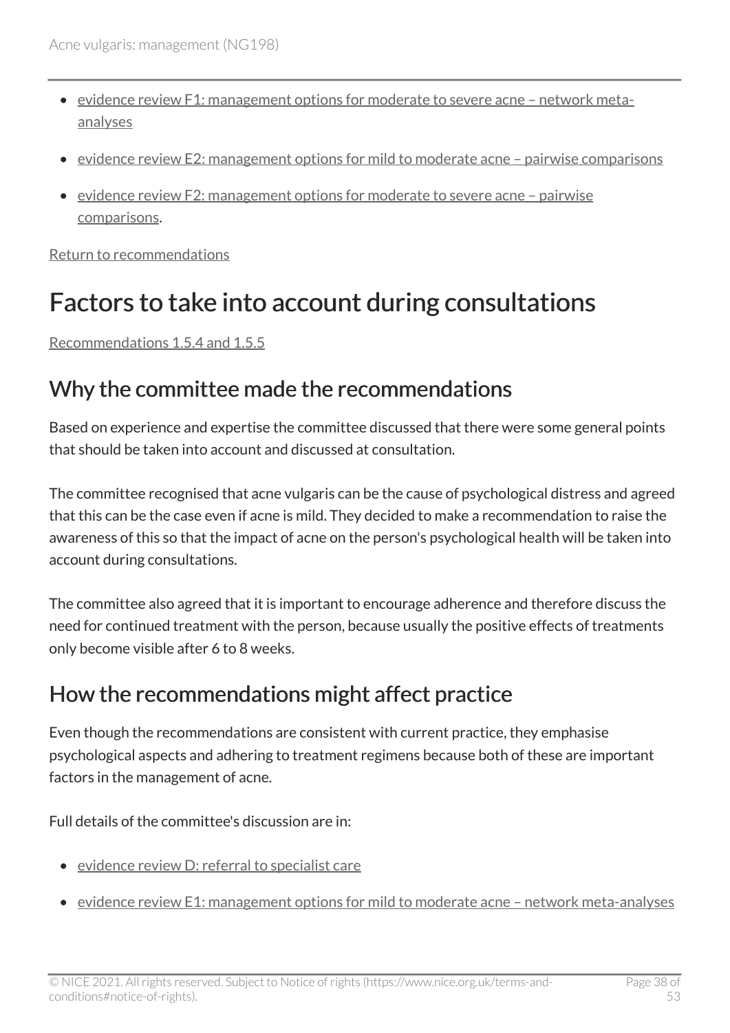- evidence review F1: management options for moderate to severe acne – network meta-analyses
- evidence review E2: management options for mild to moderate acne – pairwise comparisons
- evidence review F2: management options for moderate to severe acne – pairwise comparisons.

Return to recommendations

# Factors to take into account during consultations

Recommendations 1.5.4 and 1.5.5

## Why the committee made the recommendations

Based on experience and expertise the committee discussed that there were some general points that should be taken into account and discussed at consultation.

The committee recognised that acne vulgaris can be the cause of psychological distress and agreed that this can be the case even if acne is mild. They decided to make a recommendation to raise the awareness of this so that the impact of acne on the person's psychological health will be taken into account during consultations.

The committee also agreed that it is important to encourage adherence and therefore discuss the need for continued treatment with the person, because usually the positive effects of treatments only become visible after 6 to 8 weeks.

## How the recommendations might affect practice

Even though the recommendations are consistent with current practice, they emphasise psychological aspects and adhering to treatment regimens because both of these are important factors in the management of acne.

Full details of the committee's discussion are in:

- evidence review D: referral to specialist care
- evidence review E1: management options for mild to moderate acne – network meta-analyses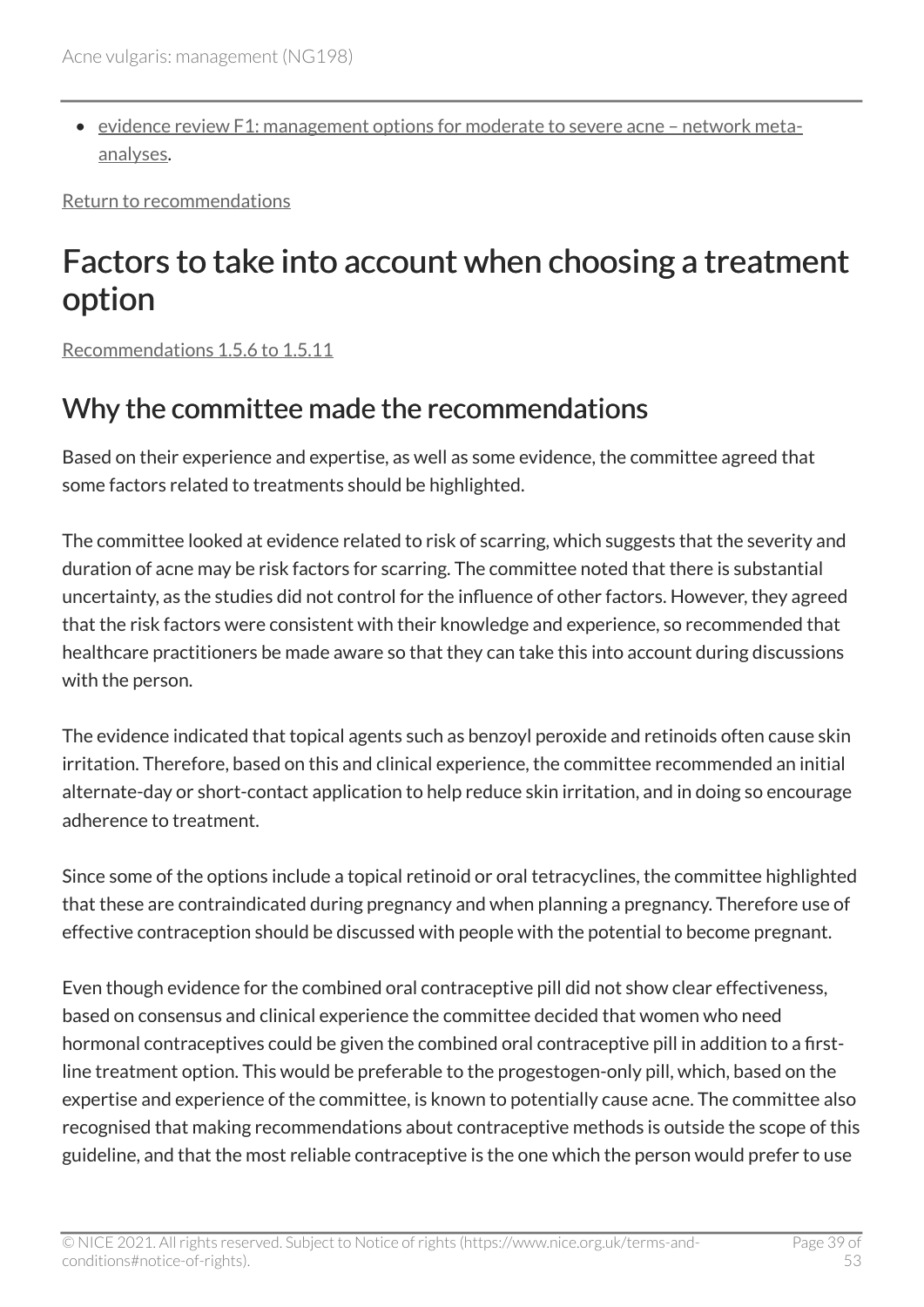- evidence review F1: management options for moderate to severe acne – network meta-analyses.

Return to recommendations

# Factors to take into account when choosing a treatment option

Recommendations 1.5.6 to 1.5.11

## Why the committee made the recommendations

Based on their experience and expertise, as well as some evidence, the committee agreed that some factors related to treatments should be highlighted.

The committee looked at evidence related to risk of scarring, which suggests that the severity and duration of acne may be risk factors for scarring. The committee noted that there is substantial uncertainty, as the studies did not control for the influence of other factors. However, they agreed that the risk factors were consistent with their knowledge and experience, so recommended that healthcare practitioners be made aware so that they can take this into account during discussions with the person.

The evidence indicated that topical agents such as benzoyl peroxide and retinoids often cause skin irritation. Therefore, based on this and clinical experience, the committee recommended an initial alternate-day or short-contact application to help reduce skin irritation, and in doing so encourage adherence to treatment.

Since some of the options include a topical retinoid or oral tetracyclines, the committee highlighted that these are contraindicated during pregnancy and when planning a pregnancy. Therefore use of effective contraception should be discussed with people with the potential to become pregnant.

Even though evidence for the combined oral contraceptive pill did not show clear effectiveness, based on consensus and clinical experience the committee decided that women who need hormonal contraceptives could be given the combined oral contraceptive pill in addition to a first-line treatment option. This would be preferable to the progestogen-only pill, which, based on the expertise and experience of the committee, is known to potentially cause acne. The committee also recognised that making recommendations about contraceptive methods is outside the scope of this guideline, and that the most reliable contraceptive is the one which the person would prefer to use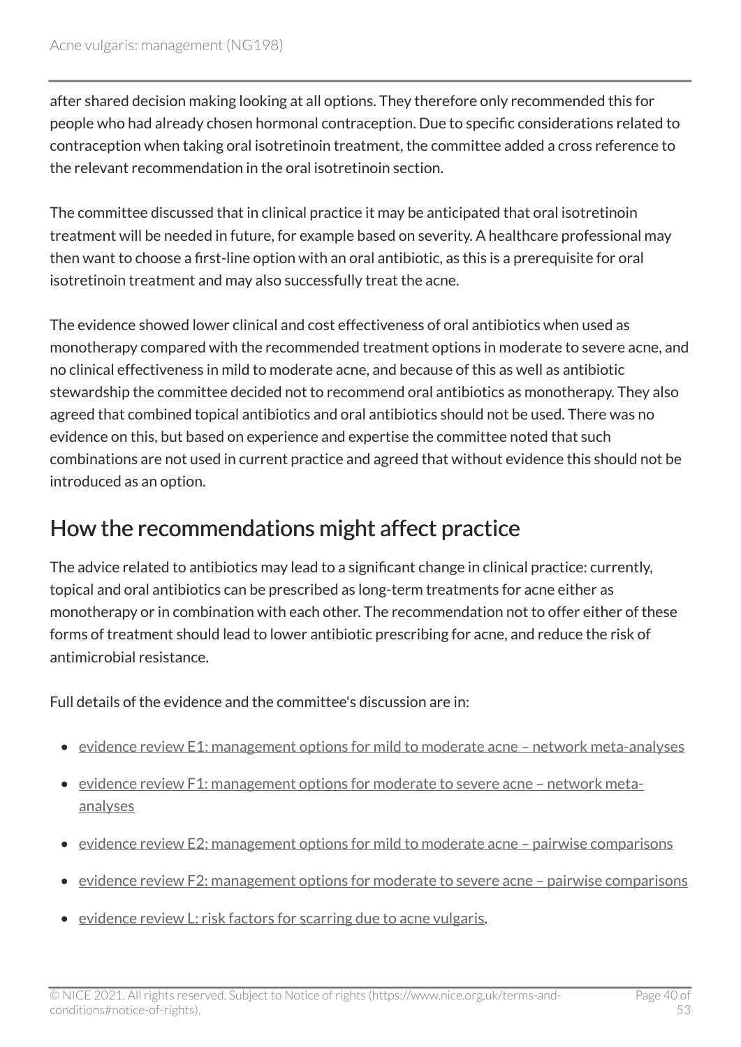after shared decision making looking at all options. They therefore only recommended this for people who had already chosen hormonal contraception. Due to specific considerations related to contraception when taking oral isotretinoin treatment, the committee added a cross reference to the relevant recommendation in the oral isotretinoin section.

The committee discussed that in clinical practice it may be anticipated that oral isotretinoin treatment will be needed in future, for example based on severity. A healthcare professional may then want to choose a first-line option with an oral antibiotic, as this is a prerequisite for oral isotretinoin treatment and may also successfully treat the acne.

The evidence showed lower clinical and cost effectiveness of oral antibiotics when used as monotherapy compared with the recommended treatment options in moderate to severe acne, and no clinical effectiveness in mild to moderate acne, and because of this as well as antibiotic stewardship the committee decided not to recommend oral antibiotics as monotherapy. They also agreed that combined topical antibiotics and oral antibiotics should not be used. There was no evidence on this, but based on experience and expertise the committee noted that such combinations are not used in current practice and agreed that without evidence this should not be introduced as an option.

## How the recommendations might affect practice

The advice related to antibiotics may lead to a significant change in clinical practice: currently, topical and oral antibiotics can be prescribed as long-term treatments for acne either as monotherapy or in combination with each other. The recommendation not to offer either of these forms of treatment should lead to lower antibiotic prescribing for acne, and reduce the risk of antimicrobial resistance.

Full details of the evidence and the committee's discussion are in:

- evidence review E1: management options for mild to moderate acne – network meta-analyses
- evidence review F1: management options for moderate to severe acne – network meta-analyses
- evidence review E2: management options for mild to moderate acne – pairwise comparisons
- evidence review F2: management options for moderate to severe acne – pairwise comparisons
- evidence review L: risk factors for scarring due to acne vulgaris.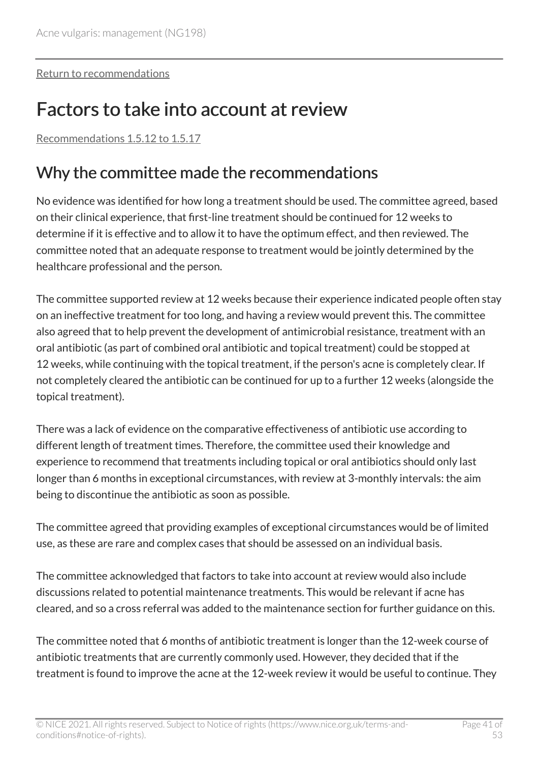Return to recommendations

# Factors to take into account at review

Recommendations 1.5.12 to 1.5.17

## Why the committee made the recommendations

No evidence was identified for how long a treatment should be used. The committee agreed, based on their clinical experience, that first-line treatment should be continued for 12 weeks to determine if it is effective and to allow it to have the optimum effect, and then reviewed. The committee noted that an adequate response to treatment would be jointly determined by the healthcare professional and the person.

The committee supported review at 12 weeks because their experience indicated people often stay on an ineffective treatment for too long, and having a review would prevent this. The committee also agreed that to help prevent the development of antimicrobial resistance, treatment with an oral antibiotic (as part of combined oral antibiotic and topical treatment) could be stopped at 12 weeks, while continuing with the topical treatment, if the person's acne is completely clear. If not completely cleared the antibiotic can be continued for up to a further 12 weeks (alongside the topical treatment).

There was a lack of evidence on the comparative effectiveness of antibiotic use according to different length of treatment times. Therefore, the committee used their knowledge and experience to recommend that treatments including topical or oral antibiotics should only last longer than 6 months in exceptional circumstances, with review at 3-monthly intervals: the aim being to discontinue the antibiotic as soon as possible.

The committee agreed that providing examples of exceptional circumstances would be of limited use, as these are rare and complex cases that should be assessed on an individual basis.

The committee acknowledged that factors to take into account at review would also include discussions related to potential maintenance treatments. This would be relevant if acne has cleared, and so a cross referral was added to the maintenance section for further guidance on this.

The committee noted that 6 months of antibiotic treatment is longer than the 12-week course of antibiotic treatments that are currently commonly used. However, they decided that if the treatment is found to improve the acne at the 12-week review it would be useful to continue. They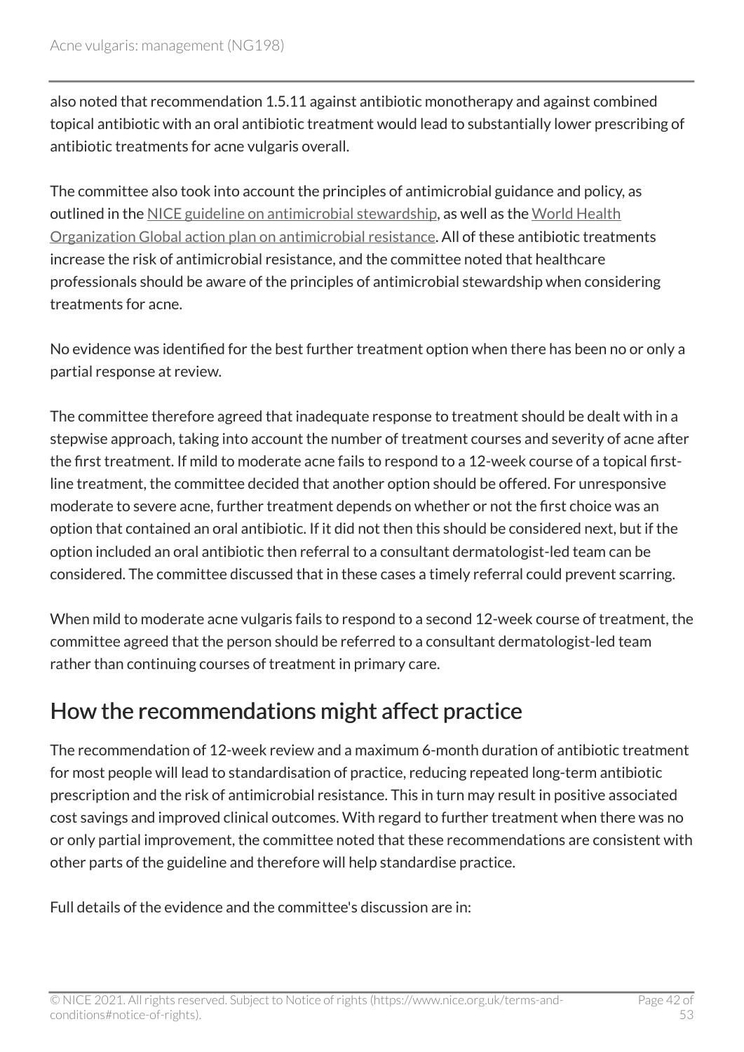also noted that recommendation 1.5.11 against antibiotic monotherapy and against combined topical antibiotic with an oral antibiotic treatment would lead to substantially lower prescribing of antibiotic treatments for acne vulgaris overall.

The committee also took into account the principles of antimicrobial guidance and policy, as outlined in the NICE guideline on antimicrobial stewardship, as well as the World Health Organization Global action plan on antimicrobial resistance. All of these antibiotic treatments increase the risk of antimicrobial resistance, and the committee noted that healthcare professionals should be aware of the principles of antimicrobial stewardship when considering treatments for acne.

No evidence was identified for the best further treatment option when there has been no or only a partial response at review.

The committee therefore agreed that inadequate response to treatment should be dealt with in a stepwise approach, taking into account the number of treatment courses and severity of acne after the first treatment. If mild to moderate acne fails to respond to a 12-week course of a topical first-line treatment, the committee decided that another option should be offered. For unresponsive moderate to severe acne, further treatment depends on whether or not the first choice was an option that contained an oral antibiotic. If it did not then this should be considered next, but if the option included an oral antibiotic then referral to a consultant dermatologist-led team can be considered. The committee discussed that in these cases a timely referral could prevent scarring.

When mild to moderate acne vulgaris fails to respond to a second 12-week course of treatment, the committee agreed that the person should be referred to a consultant dermatologist-led team rather than continuing courses of treatment in primary care.

## How the recommendations might affect practice

The recommendation of 12-week review and a maximum 6-month duration of antibiotic treatment for most people will lead to standardisation of practice, reducing repeated long-term antibiotic prescription and the risk of antimicrobial resistance. This in turn may result in positive associated cost savings and improved clinical outcomes. With regard to further treatment when there was no or only partial improvement, the committee noted that these recommendations are consistent with other parts of the guideline and therefore will help standardise practice.

Full details of the evidence and the committee's discussion are in: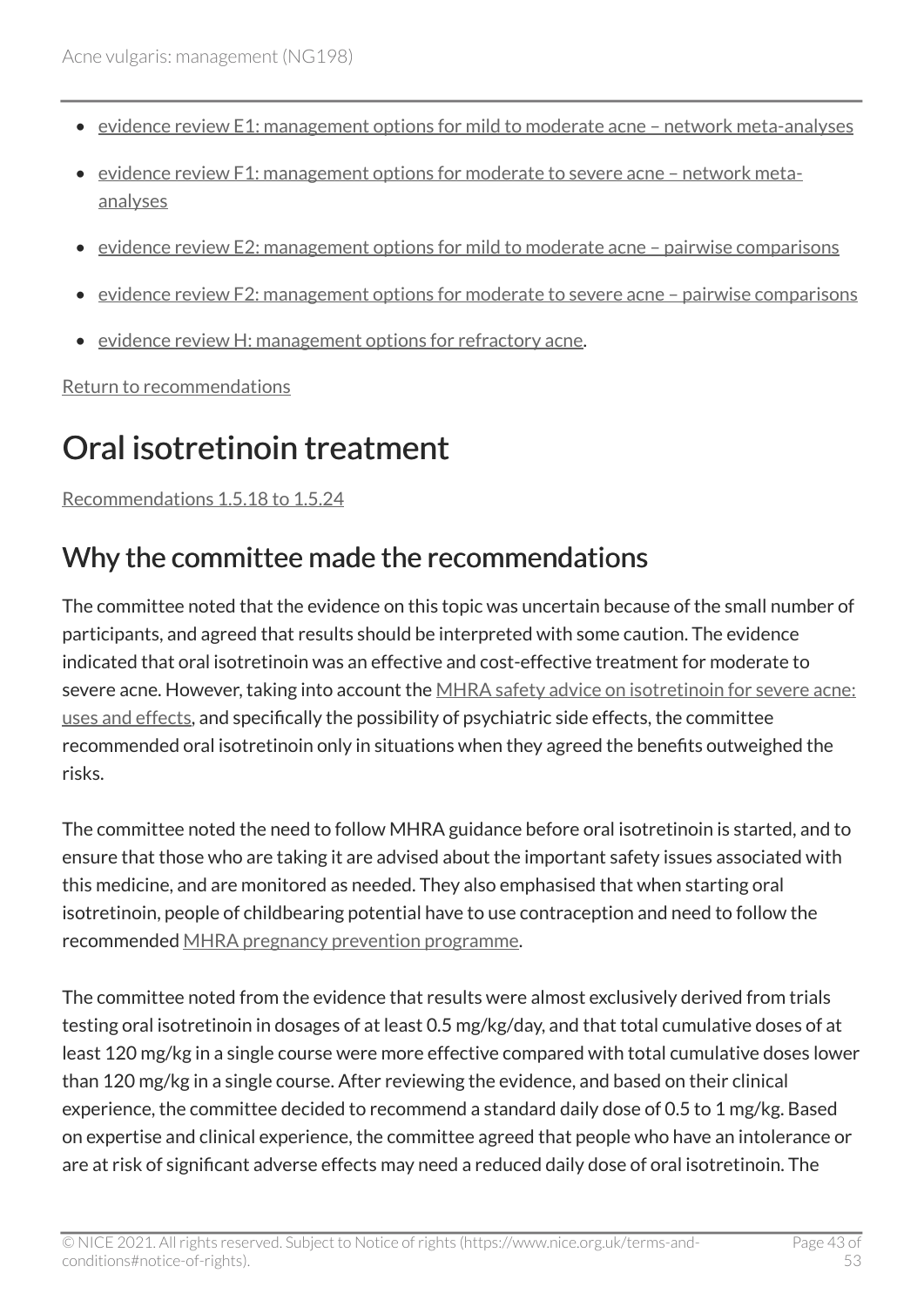- evidence review E1: management options for mild to moderate acne – network meta-analyses
- evidence review F1: management options for moderate to severe acne – network meta-analyses
- evidence review E2: management options for mild to moderate acne – pairwise comparisons
- evidence review F2: management options for moderate to severe acne – pairwise comparisons
- evidence review H: management options for refractory acne.

Return to recommendations

# Oral isotretinoin treatment

Recommendations 1.5.18 to 1.5.24

## Why the committee made the recommendations

The committee noted that the evidence on this topic was uncertain because of the small number of participants, and agreed that results should be interpreted with some caution. The evidence indicated that oral isotretinoin was an effective and cost-effective treatment for moderate to severe acne. However, taking into account the MHRA safety advice on isotretinoin for severe acne: uses and effects, and specifically the possibility of psychiatric side effects, the committee recommended oral isotretinoin only in situations when they agreed the benefits outweighed the risks.

The committee noted the need to follow MHRA guidance before oral isotretinoin is started, and to ensure that those who are taking it are advised about the important safety issues associated with this medicine, and are monitored as needed. They also emphasised that when starting oral isotretinoin, people of childbearing potential have to use contraception and need to follow the recommended MHRA pregnancy prevention programme.

The committee noted from the evidence that results were almost exclusively derived from trials testing oral isotretinoin in dosages of at least 0.5 mg/kg/day, and that total cumulative doses of at least 120 mg/kg in a single course were more effective compared with total cumulative doses lower than 120 mg/kg in a single course. After reviewing the evidence, and based on their clinical experience, the committee decided to recommend a standard daily dose of 0.5 to 1 mg/kg. Based on expertise and clinical experience, the committee agreed that people who have an intolerance or are at risk of significant adverse effects may need a reduced daily dose of oral isotretinoin. The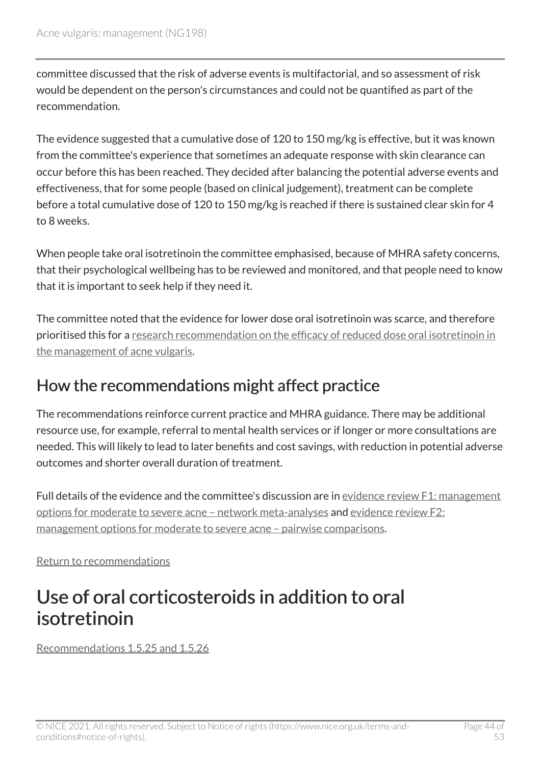committee discussed that the risk of adverse events is multifactorial, and so assessment of risk would be dependent on the person's circumstances and could not be quantified as part of the recommendation.

The evidence suggested that a cumulative dose of 120 to 150 mg/kg is effective, but it was known from the committee's experience that sometimes an adequate response with skin clearance can occur before this has been reached. They decided after balancing the potential adverse events and effectiveness, that for some people (based on clinical judgement), treatment can be complete before a total cumulative dose of 120 to 150 mg/kg is reached if there is sustained clear skin for 4 to 8 weeks.

When people take oral isotretinoin the committee emphasised, because of MHRA safety concerns, that their psychological wellbeing has to be reviewed and monitored, and that people need to know that it is important to seek help if they need it.

The committee noted that the evidence for lower dose oral isotretinoin was scarce, and therefore prioritised this for a research recommendation on the efficacy of reduced dose oral isotretinoin in the management of acne vulgaris.

## How the recommendations might affect practice

The recommendations reinforce current practice and MHRA guidance. There may be additional resource use, for example, referral to mental health services or if longer or more consultations are needed. This will likely to lead to later benefits and cost savings, with reduction in potential adverse outcomes and shorter overall duration of treatment.

Full details of the evidence and the committee's discussion are in evidence review F1: management options for moderate to severe acne – network meta-analyses and evidence review F2: management options for moderate to severe acne – pairwise comparisons.

Return to recommendations

# Use of oral corticosteroids in addition to oral isotretinoin

Recommendations 1.5.25 and 1.5.26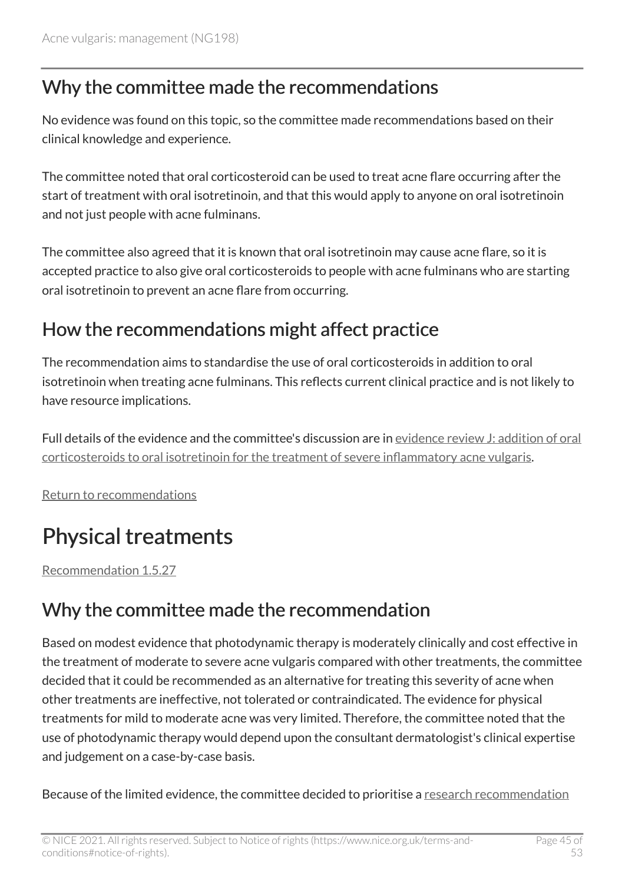## Why the committee made the recommendations

No evidence was found on this topic, so the committee made recommendations based on their clinical knowledge and experience.

The committee noted that oral corticosteroid can be used to treat acne flare occurring after the start of treatment with oral isotretinoin, and that this would apply to anyone on oral isotretinoin and not just people with acne fulminans.

The committee also agreed that it is known that oral isotretinoin may cause acne flare, so it is accepted practice to also give oral corticosteroids to people with acne fulminans who are starting oral isotretinoin to prevent an acne flare from occurring.

## How the recommendations might affect practice

The recommendation aims to standardise the use of oral corticosteroids in addition to oral isotretinoin when treating acne fulminans. This reflects current clinical practice and is not likely to have resource implications.

Full details of the evidence and the committee's discussion are in evidence review J: addition of oral corticosteroids to oral isotretinoin for the treatment of severe inflammatory acne vulgaris.

Return to recommendations

# Physical treatments

Recommendation 1.5.27

## Why the committee made the recommendation

Based on modest evidence that photodynamic therapy is moderately clinically and cost effective in the treatment of moderate to severe acne vulgaris compared with other treatments, the committee decided that it could be recommended as an alternative for treating this severity of acne when other treatments are ineffective, not tolerated or contraindicated. The evidence for physical treatments for mild to moderate acne was very limited. Therefore, the committee noted that the use of photodynamic therapy would depend upon the consultant dermatologist's clinical expertise and judgement on a case-by-case basis.

Because of the limited evidence, the committee decided to prioritise a research recommendation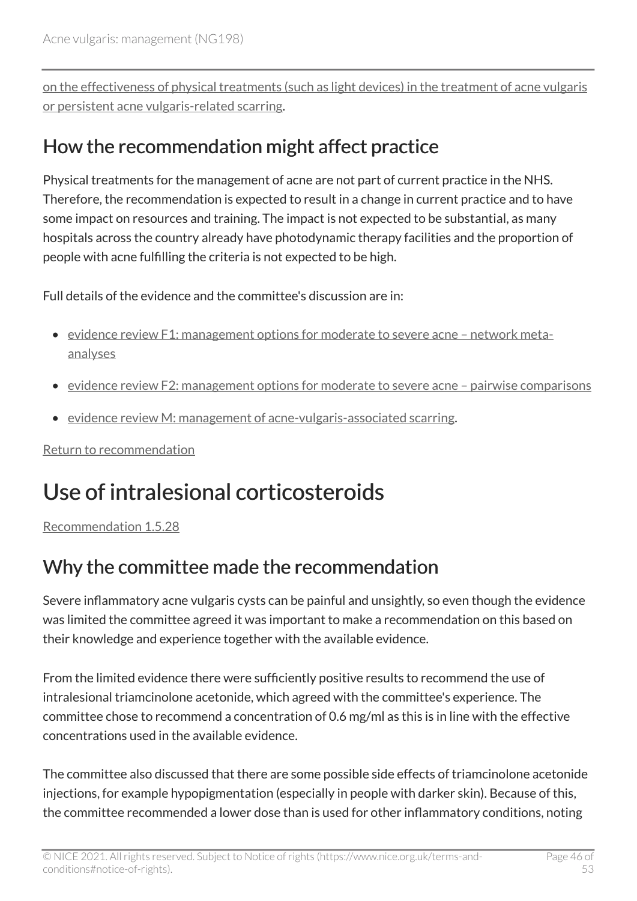on the effectiveness of physical treatments (such as light devices) in the treatment of acne vulgaris or persistent acne vulgaris-related scarring.

## How the recommendation might affect practice

Physical treatments for the management of acne are not part of current practice in the NHS. Therefore, the recommendation is expected to result in a change in current practice and to have some impact on resources and training. The impact is not expected to be substantial, as many hospitals across the country already have photodynamic therapy facilities and the proportion of people with acne fulfilling the criteria is not expected to be high.

Full details of the evidence and the committee's discussion are in:

- evidence review F1: management options for moderate to severe acne – network meta-analyses
- evidence review F2: management options for moderate to severe acne – pairwise comparisons
- evidence review M: management of acne-vulgaris-associated scarring.

Return to recommendation

# Use of intralesional corticosteroids

Recommendation 1.5.28

## Why the committee made the recommendation

Severe inflammatory acne vulgaris cysts can be painful and unsightly, so even though the evidence was limited the committee agreed it was important to make a recommendation on this based on their knowledge and experience together with the available evidence.

From the limited evidence there were sufficiently positive results to recommend the use of intralesional triamcinolone acetonide, which agreed with the committee's experience. The committee chose to recommend a concentration of 0.6 mg/ml as this is in line with the effective concentrations used in the available evidence.

The committee also discussed that there are some possible side effects of triamcinolone acetonide injections, for example hypopigmentation (especially in people with darker skin). Because of this, the committee recommended a lower dose than is used for other inflammatory conditions, noting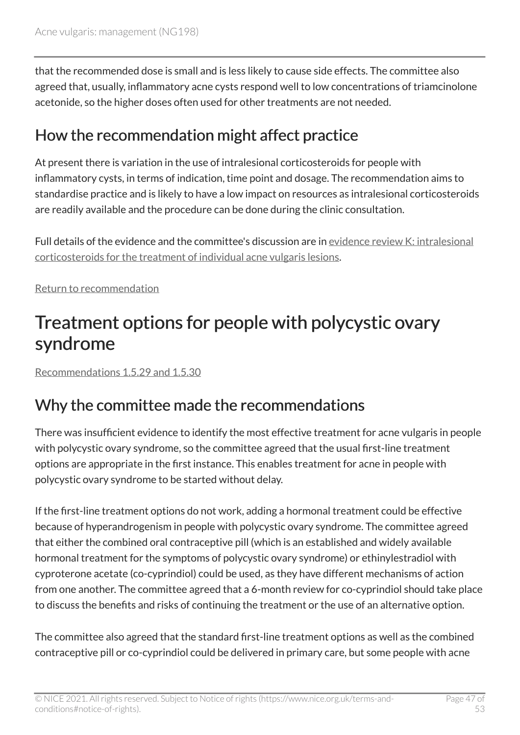that the recommended dose is small and is less likely to cause side effects. The committee also agreed that, usually, inflammatory acne cysts respond well to low concentrations of triamcinolone acetonide, so the higher doses often used for other treatments are not needed.

## How the recommendation might affect practice

At present there is variation in the use of intralesional corticosteroids for people with inflammatory cysts, in terms of indication, time point and dosage. The recommendation aims to standardise practice and is likely to have a low impact on resources as intralesional corticosteroids are readily available and the procedure can be done during the clinic consultation.

Full details of the evidence and the committee's discussion are in evidence review K: intralesional corticosteroids for the treatment of individual acne vulgaris lesions.

Return to recommendation

# Treatment options for people with polycystic ovary syndrome

Recommendations 1.5.29 and 1.5.30

## Why the committee made the recommendations

There was insufficient evidence to identify the most effective treatment for acne vulgaris in people with polycystic ovary syndrome, so the committee agreed that the usual first-line treatment options are appropriate in the first instance. This enables treatment for acne in people with polycystic ovary syndrome to be started without delay.

If the first-line treatment options do not work, adding a hormonal treatment could be effective because of hyperandrogenism in people with polycystic ovary syndrome. The committee agreed that either the combined oral contraceptive pill (which is an established and widely available hormonal treatment for the symptoms of polycystic ovary syndrome) or ethinylestradiol with cyproterone acetate (co-cyprindiol) could be used, as they have different mechanisms of action from one another. The committee agreed that a 6-month review for co-cyprindiol should take place to discuss the benefits and risks of continuing the treatment or the use of an alternative option.

The committee also agreed that the standard first-line treatment options as well as the combined contraceptive pill or co-cyprindiol could be delivered in primary care, but some people with acne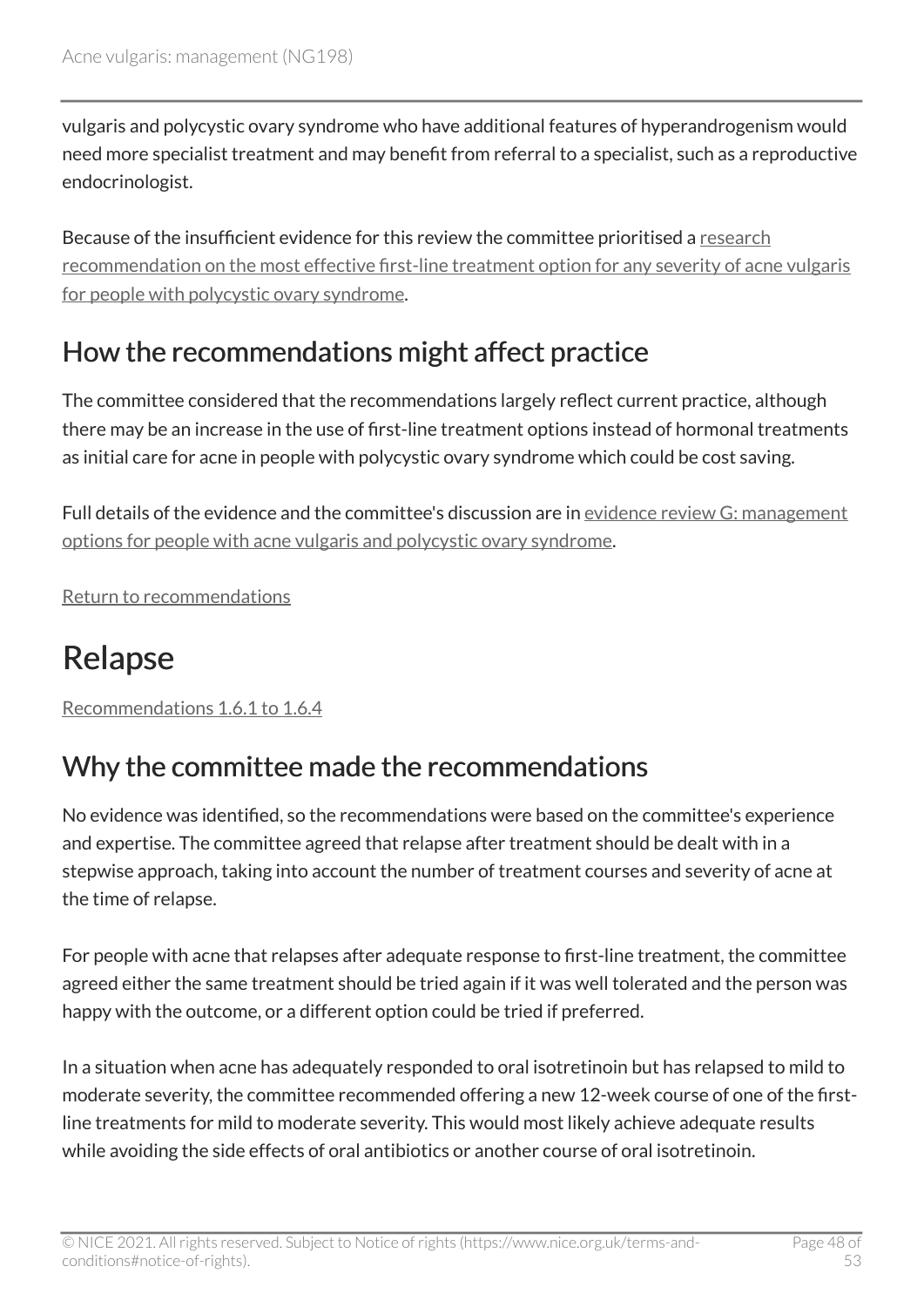vulgaris and polycystic ovary syndrome who have additional features of hyperandrogenism would need more specialist treatment and may benefit from referral to a specialist, such as a reproductive endocrinologist.

Because of the insufficient evidence for this review the committee prioritised a research recommendation on the most effective first-line treatment option for any severity of acne vulgaris for people with polycystic ovary syndrome.

## How the recommendations might affect practice

The committee considered that the recommendations largely reflect current practice, although there may be an increase in the use of first-line treatment options instead of hormonal treatments as initial care for acne in people with polycystic ovary syndrome which could be cost saving.

Full details of the evidence and the committee's discussion are in evidence review G: management options for people with acne vulgaris and polycystic ovary syndrome.

Return to recommendations

# Relapse

Recommendations 1.6.1 to 1.6.4

## Why the committee made the recommendations

No evidence was identified, so the recommendations were based on the committee's experience and expertise. The committee agreed that relapse after treatment should be dealt with in a stepwise approach, taking into account the number of treatment courses and severity of acne at the time of relapse.

For people with acne that relapses after adequate response to first-line treatment, the committee agreed either the same treatment should be tried again if it was well tolerated and the person was happy with the outcome, or a different option could be tried if preferred.

In a situation when acne has adequately responded to oral isotretinoin but has relapsed to mild to moderate severity, the committee recommended offering a new 12-week course of one of the first-line treatments for mild to moderate severity. This would most likely achieve adequate results while avoiding the side effects of oral antibiotics or another course of oral isotretinoin.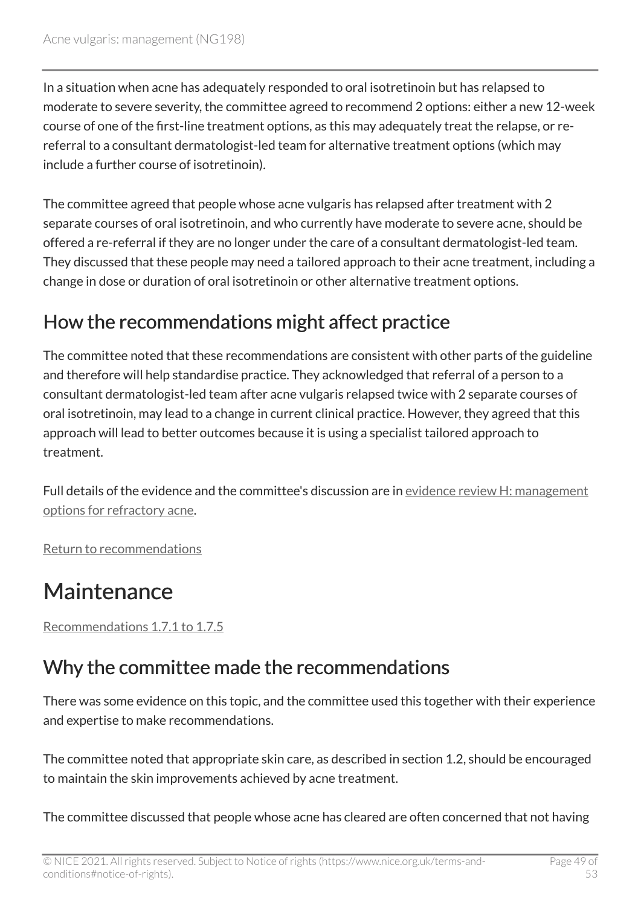In a situation when acne has adequately responded to oral isotretinoin but has relapsed to moderate to severe severity, the committee agreed to recommend 2 options: either a new 12-week course of one of the first-line treatment options, as this may adequately treat the relapse, or re-referral to a consultant dermatologist-led team for alternative treatment options (which may include a further course of isotretinoin).

The committee agreed that people whose acne vulgaris has relapsed after treatment with 2 separate courses of oral isotretinoin, and who currently have moderate to severe acne, should be offered a re-referral if they are no longer under the care of a consultant dermatologist-led team. They discussed that these people may need a tailored approach to their acne treatment, including a change in dose or duration of oral isotretinoin or other alternative treatment options.

## How the recommendations might affect practice

The committee noted that these recommendations are consistent with other parts of the guideline and therefore will help standardise practice. They acknowledged that referral of a person to a consultant dermatologist-led team after acne vulgaris relapsed twice with 2 separate courses of oral isotretinoin, may lead to a change in current clinical practice. However, they agreed that this approach will lead to better outcomes because it is using a specialist tailored approach to treatment.

Full details of the evidence and the committee's discussion are in evidence review H: management options for refractory acne.

Return to recommendations

# Maintenance

Recommendations 1.7.1 to 1.7.5

## Why the committee made the recommendations

There was some evidence on this topic, and the committee used this together with their experience and expertise to make recommendations.

The committee noted that appropriate skin care, as described in section 1.2, should be encouraged to maintain the skin improvements achieved by acne treatment.

The committee discussed that people whose acne has cleared are often concerned that not having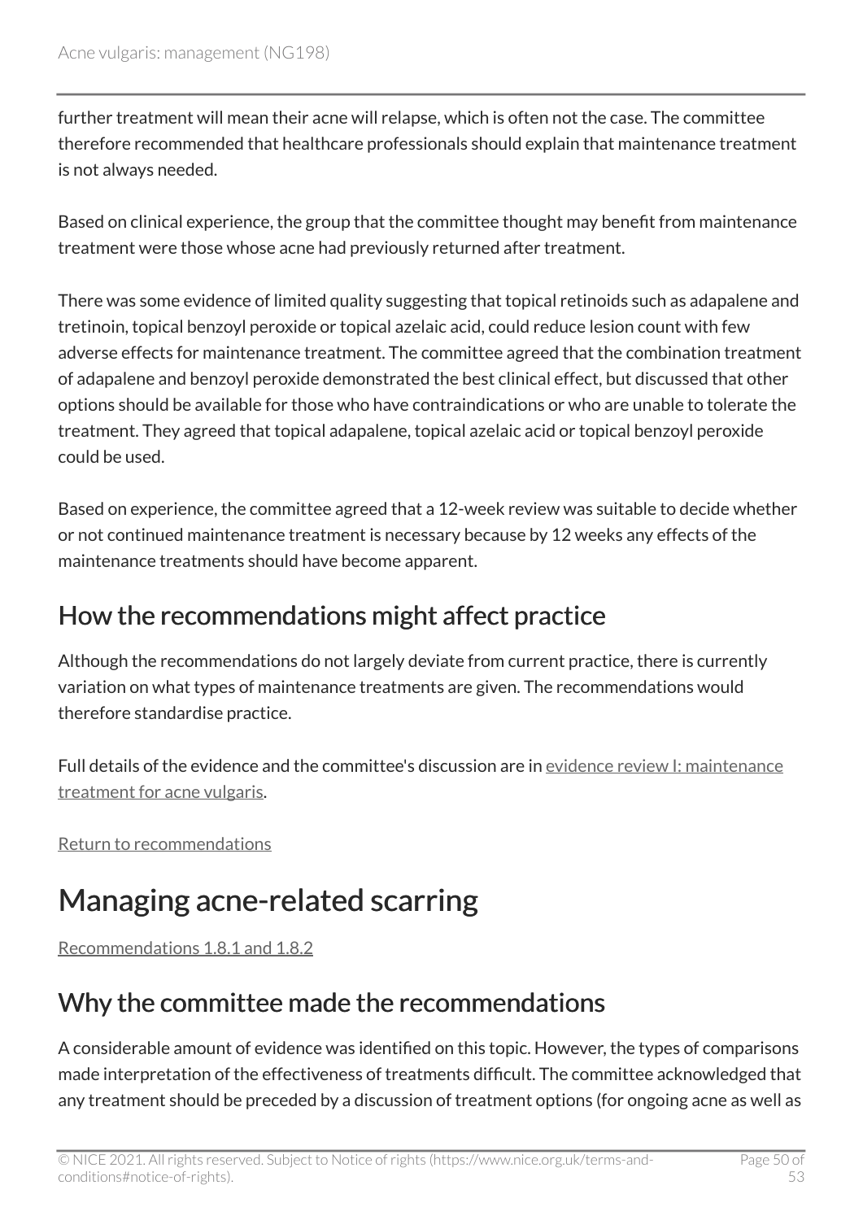further treatment will mean their acne will relapse, which is often not the case. The committee therefore recommended that healthcare professionals should explain that maintenance treatment is not always needed.

Based on clinical experience, the group that the committee thought may benefit from maintenance treatment were those whose acne had previously returned after treatment.

There was some evidence of limited quality suggesting that topical retinoids such as adapalene and tretinoin, topical benzoyl peroxide or topical azelaic acid, could reduce lesion count with few adverse effects for maintenance treatment. The committee agreed that the combination treatment of adapalene and benzoyl peroxide demonstrated the best clinical effect, but discussed that other options should be available for those who have contraindications or who are unable to tolerate the treatment. They agreed that topical adapalene, topical azelaic acid or topical benzoyl peroxide could be used.

Based on experience, the committee agreed that a 12-week review was suitable to decide whether or not continued maintenance treatment is necessary because by 12 weeks any effects of the maintenance treatments should have become apparent.

## How the recommendations might affect practice

Although the recommendations do not largely deviate from current practice, there is currently variation on what types of maintenance treatments are given. The recommendations would therefore standardise practice.

Full details of the evidence and the committee's discussion are in evidence review I: maintenance treatment for acne vulgaris.

Return to recommendations

# Managing acne-related scarring

Recommendations 1.8.1 and 1.8.2

## Why the committee made the recommendations

A considerable amount of evidence was identified on this topic. However, the types of comparisons made interpretation of the effectiveness of treatments difficult. The committee acknowledged that any treatment should be preceded by a discussion of treatment options (for ongoing acne as well as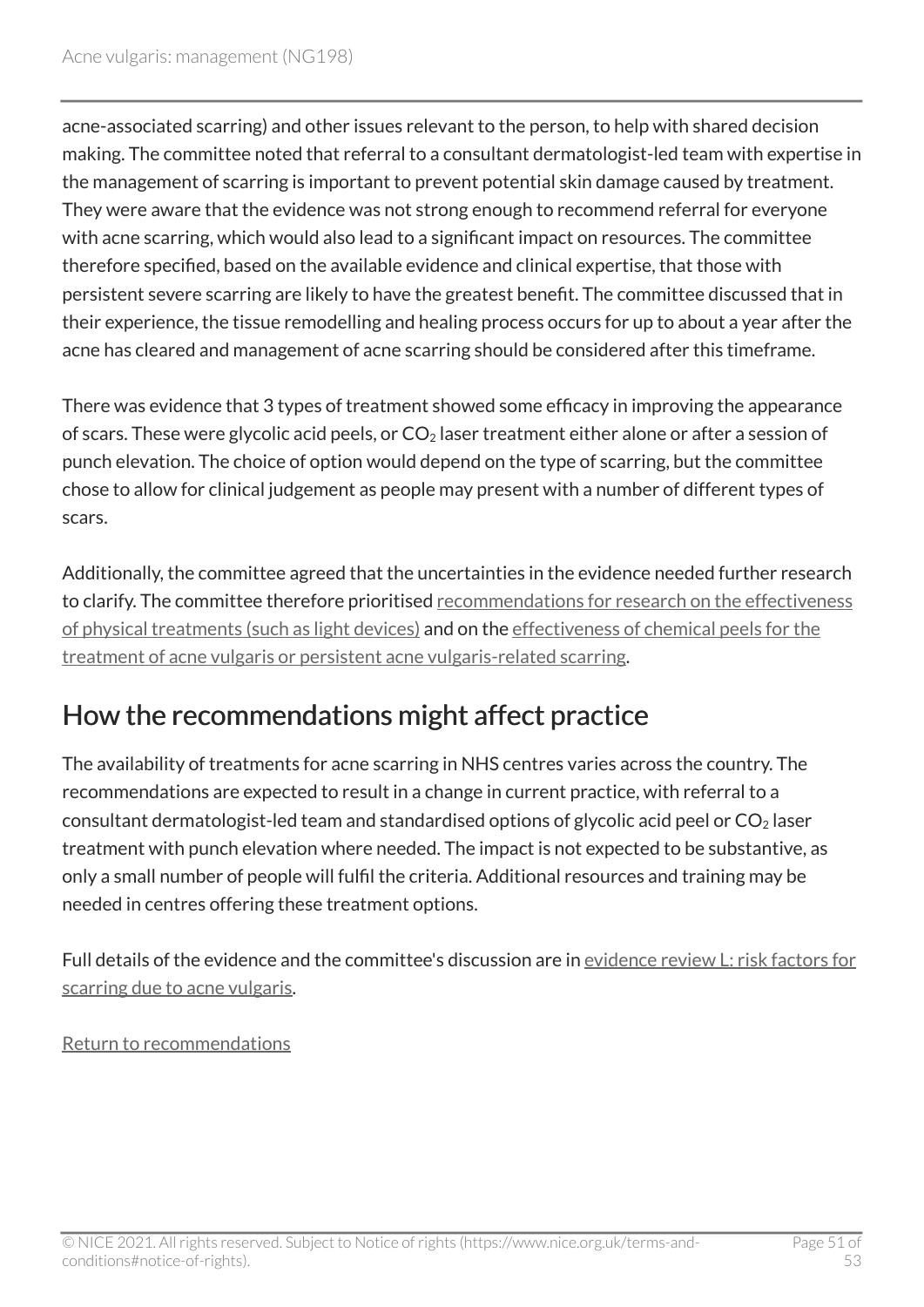acne-associated scarring) and other issues relevant to the person, to help with shared decision making. The committee noted that referral to a consultant dermatologist-led team with expertise in the management of scarring is important to prevent potential skin damage caused by treatment. They were aware that the evidence was not strong enough to recommend referral for everyone with acne scarring, which would also lead to a significant impact on resources. The committee therefore specified, based on the available evidence and clinical expertise, that those with persistent severe scarring are likely to have the greatest benefit. The committee discussed that in their experience, the tissue remodelling and healing process occurs for up to about a year after the acne has cleared and management of acne scarring should be considered after this timeframe.

There was evidence that 3 types of treatment showed some efficacy in improving the appearance of scars. These were glycolic acid peels, or $CO_2$ laser treatment either alone or after a session of punch elevation. The choice of option would depend on the type of scarring, but the committee chose to allow for clinical judgement as people may present with a number of different types of scars.

Additionally, the committee agreed that the uncertainties in the evidence needed further research to clarify. The committee therefore prioritised recommendations for research on the effectiveness of physical treatments (such as light devices) and on the effectiveness of chemical peels for the treatment of acne vulgaris or persistent acne vulgaris-related scarring.

## How the recommendations might affect practice

The availability of treatments for acne scarring in NHS centres varies across the country. The recommendations are expected to result in a change in current practice, with referral to a consultant dermatologist-led team and standardised options of glycolic acid peel or $CO_2$ laser treatment with punch elevation where needed. The impact is not expected to be substantive, as only a small number of people will fulfil the criteria. Additional resources and training may be needed in centres offering these treatment options.

Full details of the evidence and the committee's discussion are in evidence review L: risk factors for scarring due to acne vulgaris.

Return to recommendations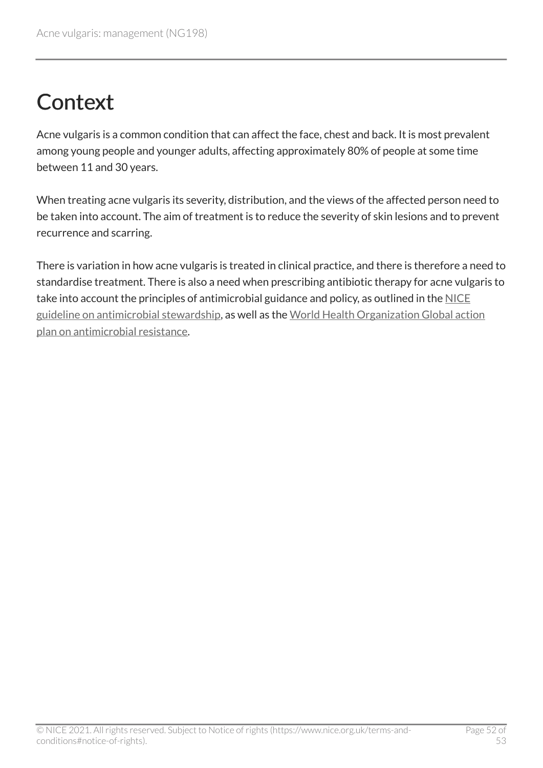# Context

Acne vulgaris is a common condition that can affect the face, chest and back. It is most prevalent among young people and younger adults, affecting approximately 80% of people at some time between 11 and 30 years.

When treating acne vulgaris its severity, distribution, and the views of the affected person need to be taken into account. The aim of treatment is to reduce the severity of skin lesions and to prevent recurrence and scarring.

There is variation in how acne vulgaris is treated in clinical practice, and there is therefore a need to standardise treatment. There is also a need when prescribing antibiotic therapy for acne vulgaris to take into account the principles of antimicrobial guidance and policy, as outlined in the NICE guideline on antimicrobial stewardship, as well as the World Health Organization Global action plan on antimicrobial resistance.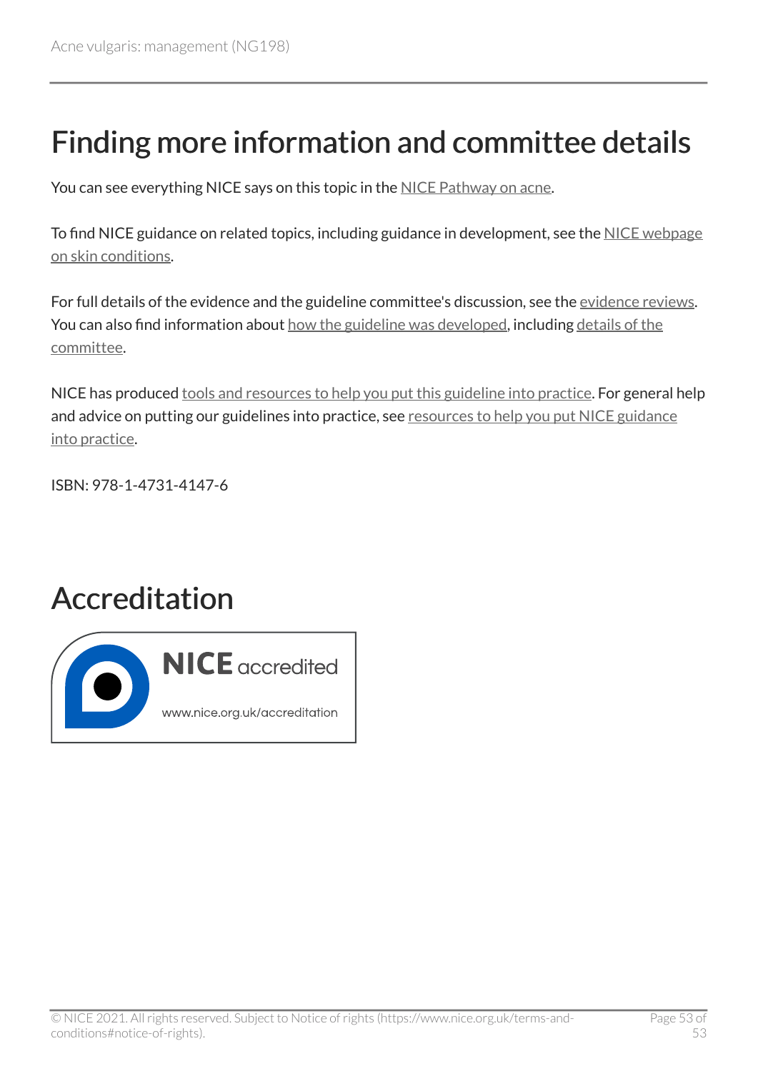# Finding more information and committee details

You can see everything NICE says on this topic in the NICE Pathway on acne.

To find NICE guidance on related topics, including guidance in development, see the NICE webpage on skin conditions.

For full details of the evidence and the guideline committee's discussion, see the evidence reviews. You can also find information about how the guideline was developed, including details of the committee.

NICE has produced tools and resources to help you put this guideline into practice. For general help and advice on putting our guidelines into practice, see resources to help you put NICE guidance into practice.

ISBN: 978-1-4731-4147-6

# Accreditation

NICE accredited

www.nice.org.uk/accreditation